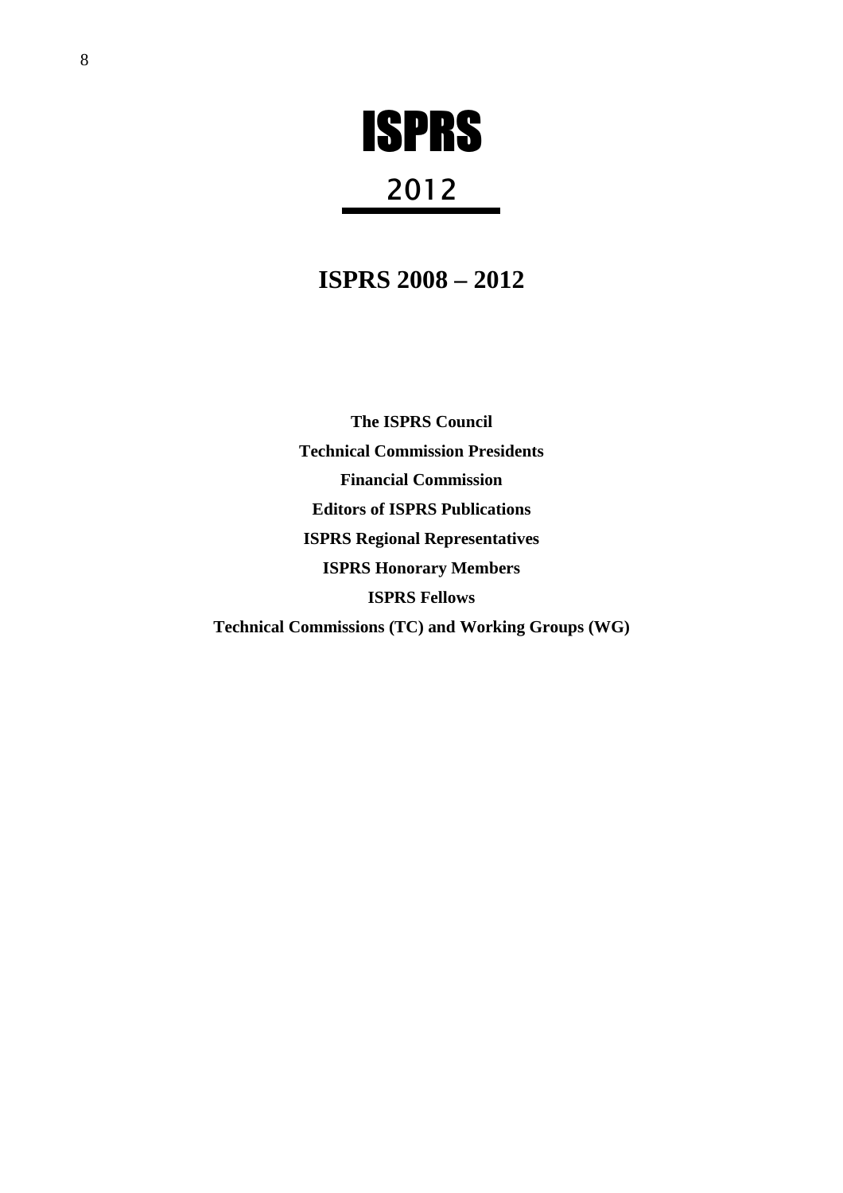# ISPRS

## 2012

## ISPRS 2008 – 2012

**The ISPRS Council**

**Technical Commission Presidents**

**Financial Commission**

**Editors of ISPRS Publications**

**ISPRS Regional Representatives**

**ISPRS Honorary Members**

**ISPRS Fellows**

**Technical Commissions (TC) and Working Groups (WG)**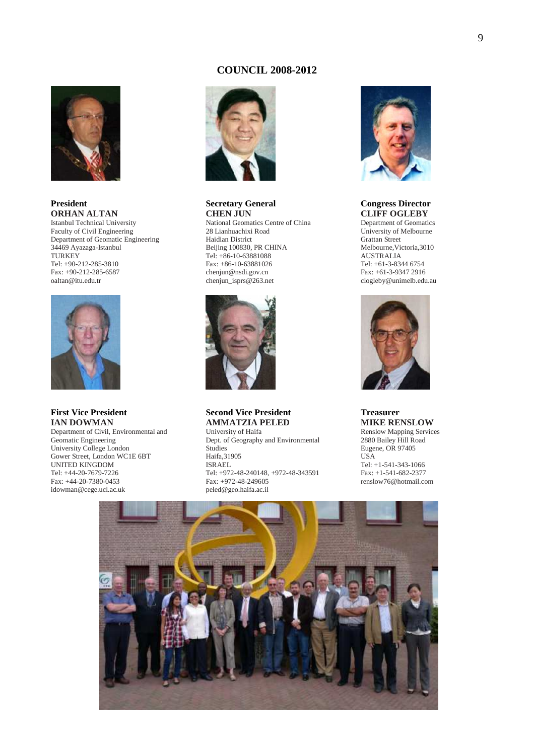# COUNCIL 2008-2012

**President**
**ORHAN ALTAN**
Istanbul Technical University
Faculty of Civil Engineering
Department of Geomatic Engineering
34469 Ayazaga-Istanbul
TURKEY
Tel: +90-212-285-3810
Fax: +90-212-285-6587
oaltan@itu.edu.tr

**Secretary General**
**CHEN JUN**
National Geomatics Centre of China
28 Lianhuachixi Road
Haidian District
Beijing 100830, PR CHINA
Tel: +86-10-63881088
Fax: +86-10-63881026
chenjun@nsdi.gov.cn
chenjun_isprs@263.net

**Congress Director**
**CLIFF OGLEBY**
Department of Geomatics
University of Melbourne
Grattan Street
Melbourne,Victoria,3010
AUSTRALIA
Tel: +61-3-8344 6754
Fax: +61-3-9347 2916
clogleby@unimelb.edu.au

**First Vice President**
**IAN DOWMAN**
Department of Civil, Environmental and Geomatic Engineering
University College London
Gower Street, London WC1E 6BT
UNITED KINGDOM
Tel: +44-20-7679-7226
Fax: +44-20-7380-0453
idowman@cege.ucl.ac.uk

**Second Vice President**
**AMMATZIA PELED**
University of Haifa
Dept. of Geography and Environmental Studies
Haifa,31905
ISRAEL
Tel: +972-48-240148, +972-48-343591
Fax: +972-48-249605
peled@geo.haifa.ac.il

**Treasurer**
**MIKE RENSLOW**
Renslow Mapping Services
2880 Bailey Hill Road
Eugene, OR 97405
USA
Tel: +1-541-343-1066
Fax: +1-541-682-2377
renslow76@hotmail.com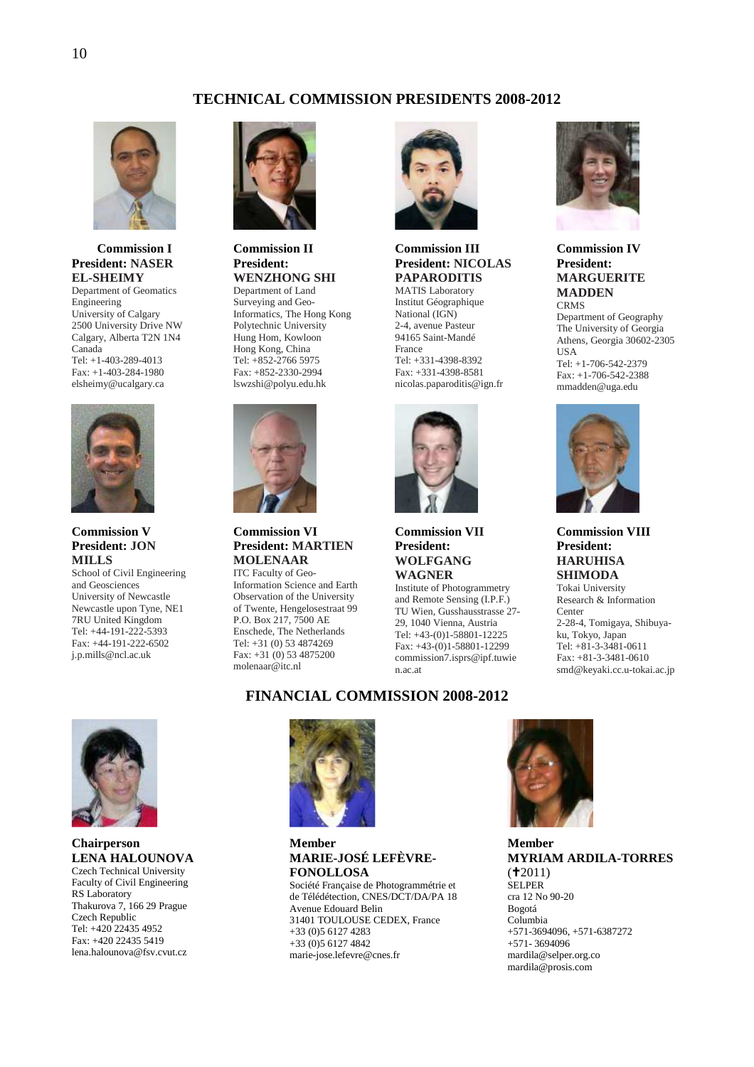## TECHNICAL COMMISSION PRESIDENTS 2008-2012

**Commission I**
**President: NASER EL-SHEIMY**
Department of Geomatics Engineering
University of Calgary
2500 University Drive NW
Calgary, Alberta T2N 1N4
Canada
Tel: +1-403-289-4013
Fax: +1-403-284-1980
elsheimy@ucalgary.ca

**Commission II**
**President: WENZHONG SHI**
Department of Land Surveying and Geo-Informatics, The Hong Kong Polytechnic University
Hung Hom, Kowloon
Hong Kong, China
Tel: +852-2766 5975
Fax: +852-2330-2994
lswzshi@polyu.edu.hk

**Commission III**
**President: NICOLAS PAPARODITIS**
MATIS Laboratory
Institut Géographique National (IGN)
2-4, avenue Pasteur
94165 Saint-Mandé
France
Tel: +331-4398-8392
Fax: +331-4398-8581
nicolas.paparoditis@ign.fr

**Commission IV**
**President: MARGUERITE MADDEN**
CRMS
Department of Geography
The University of Georgia
Athens, Georgia 30602-2305
USA
Tel: +1-706-542-2379
Fax: +1-706-542-2388
mmadden@uga.edu

**Commission V**
**President: JON MILLS**
School of Civil Engineering and Geosciences
University of Newcastle
Newcastle upon Tyne, NE1 7RU United Kingdom
Tel: +44-191-222-5393
Fax: +44-191-222-6502
j.p.mills@ncl.ac.uk

**Commission VI**
**President: MARTIEN MOLENAAR**
ITC Faculty of Geo-Information Science and Earth Observation of the University of Twente, Hengelosestraat 99
P.O. Box 217, 7500 AE
Enschede, The Netherlands
Tel: +31 (0) 53 4874269
Fax: +31 (0) 53 4875200
molenaar@itc.nl

**Commission VII**
**President: WOLFGANG WAGNER**
Institute of Photogrammetry and Remote Sensing (I.P.F.)
TU Wien, Gusshausstrasse 27-29, 1040 Vienna, Austria
Tel: +43-(0)1-58801-12225
Fax: +43-(0)1-58801-12299
commission7.isprs@ipf.tuwien.ac.at

**Commission VIII**
**President: HARUHISA SHIMODA**
Tokai University
Research & Information Center
2-28-4, Tomigaya, Shibuya-ku, Tokyo, Japan
Tel: +81-3-3481-0611
Fax: +81-3-3481-0610
smd@keyaki.cc.u-tokai.ac.jp

## FINANCIAL COMMISSION 2008-2012

**Chairperson**
**LENA HALOUNOVA**
Czech Technical University
Faculty of Civil Engineering
RS Laboratory
Thakurova 7, 166 29 Prague
Czech Republic
Tel: +420 22435 4952
Fax: +420 22435 5419
lena.halounova@fsv.cvut.cz

**Member**
**MARIE-JOSÉ LEFÈVRE-FONOLLOSA**
Société Française de Photogrammétrie et de Télédétection, CNES/DCT/DA/PA 18 Avenue Edouard Belin
31401 TOULOUSE CEDEX, France
+33 (0)5 6127 4283
+33 (0)5 6127 4842
marie-jose.lefevre@cnes.fr

**Member**
**MYRIAM ARDILA-TORRES**
(✝2011)
SELPER
cra 12 No 90-20
Bogotá
Columbia
+571-3694096, +571-6387272
+571- 3694096
mardila@selper.org.co
mardila@prosis.com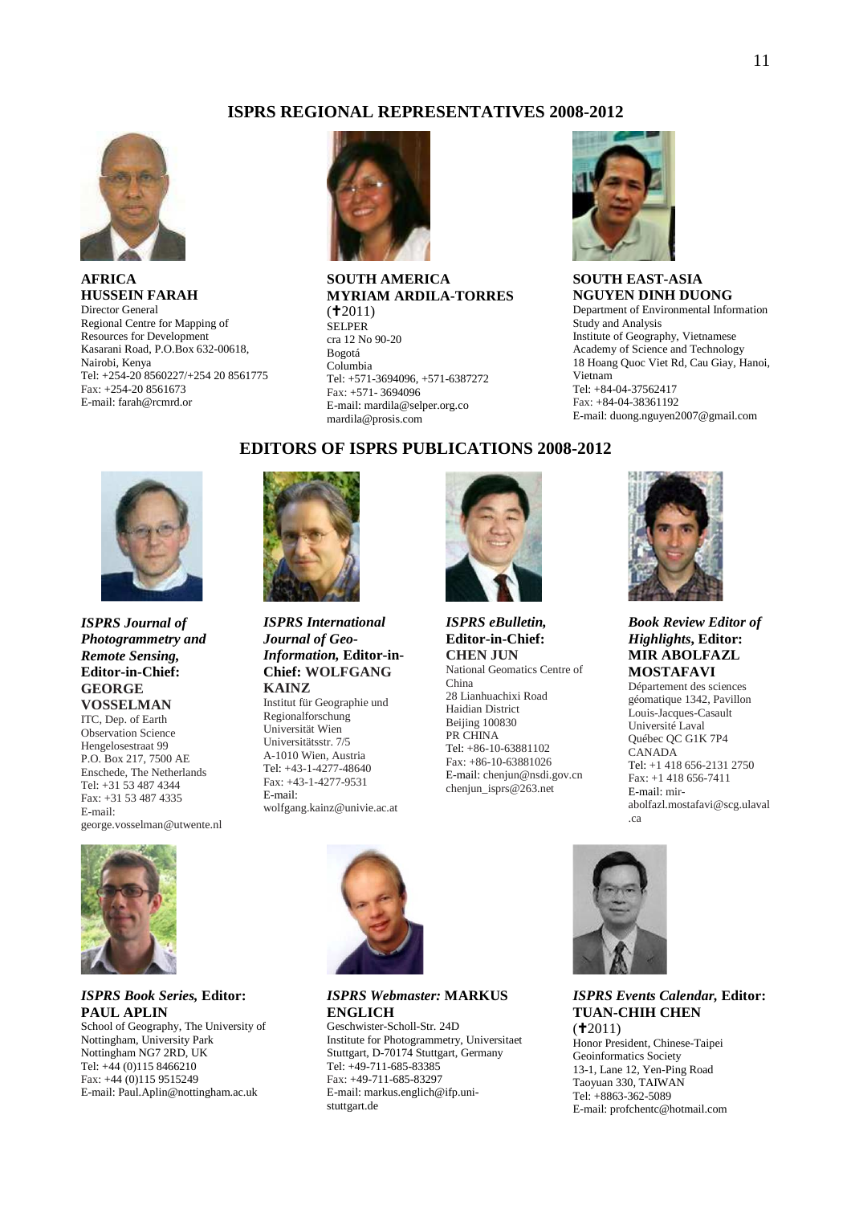## ISPRS REGIONAL REPRESENTATIVES 2008-2012

**AFRICA**
**HUSSEIN FARAH**
Director General
Regional Centre for Mapping of Resources for Development
Kasarani Road, P.O.Box 632-00618, Nairobi, Kenya
Tel: +254-20 8560227/+254 20 8561775
Fax: +254-20 8561673
E-mail: farah@rcmrd.or

**SOUTH AMERICA**
**MYRIAM ARDILA-TORRES**
(✝2011)
SELPER
cra 12 No 90-20
Bogotá
Columbia
Tel: +571-3694096, +571-6387272
Fax: +571- 3694096
E-mail: mardila@selper.org.co
mardila@prosis.com

**SOUTH EAST-ASIA**
**NGUYEN DINH DUONG**
Department of Environmental Information Study and Analysis
Institute of Geography, Vietnamese Academy of Science and Technology
18 Hoang Quoc Viet Rd, Cau Giay, Hanoi, Vietnam
Tel: +84-04-37562417
Fax: +84-04-38361192
E-mail: duong.nguyen2007@gmail.com

## EDITORS OF ISPRS PUBLICATIONS 2008-2012

***ISPRS Journal of Photogrammetry and Remote Sensing,* Editor-in-Chief: GEORGE VOSSELMAN**
ITC, Dep. of Earth Observation Science
Hengelosestraat 99
P.O. Box 217, 7500 AE
Enschede, The Netherlands
Tel: +31 53 487 4344
Fax: +31 53 487 4335
E-mail:
george.vosselman@utwente.nl

***ISPRS International Journal of Geo-Information,* Editor-in-Chief: WOLFGANG KAINZ**
Institut für Geographie und Regionalforschung
Universität Wien
Universitätsstr. 7/5
A-1010 Wien, Austria
Tel: +43-1-4277-48640
Fax: +43-1-4277-9531
E-mail:
wolfgang.kainz@univie.ac.at

***ISPRS eBulletin,* Editor-in-Chief: CHEN JUN**
National Geomatics Centre of China
28 Lianhuachixi Road
Haidian District
Beijing 100830
PR CHINA
Tel: +86-10-63881102
Fax: +86-10-63881026
E-mail: chenjun@nsdi.gov.cn
chenjun_isprs@263.net

***Book Review Editor of Highlights,* Editor: MIR ABOLFAZL MOSTAFAVI**
Département des sciences géomatique 1342, Pavillon Louis-Jacques-Casault
Université Laval
Québec QC G1K 7P4
CANADA
Tel: +1 418 656-2131 2750
Fax: +1 418 656-7411
E-mail: mir-abolfazl.mostafavi@scg.ulaval.ca

***ISPRS Book Series,* Editor: PAUL APLIN**
School of Geography, The University of Nottingham, University Park
Nottingham NG7 2RD, UK
Tel: +44 (0)115 8466210
Fax: +44 (0)115 9515249
E-mail: Paul.Aplin@nottingham.ac.uk

***ISPRS Webmaster:* MARKUS ENGLICH**
Geschwister-Scholl-Str. 24D
Institute for Photogrammetry, Universitaet Stuttgart, D-70174 Stuttgart, Germany
Tel: +49-711-685-83385
Fax: +49-711-685-83297
E-mail: markus.englich@ifp.uni-stuttgart.de

***ISPRS Events Calendar,* Editor: TUAN-CHIH CHEN**
(✝2011)
Honor President, Chinese-Taipei Geoinformatics Society
13-1, Lane 12, Yen-Ping Road
Taoyuan 330, TAIWAN
Tel: +8863-362-5089
E-mail: profchentc@hotmail.com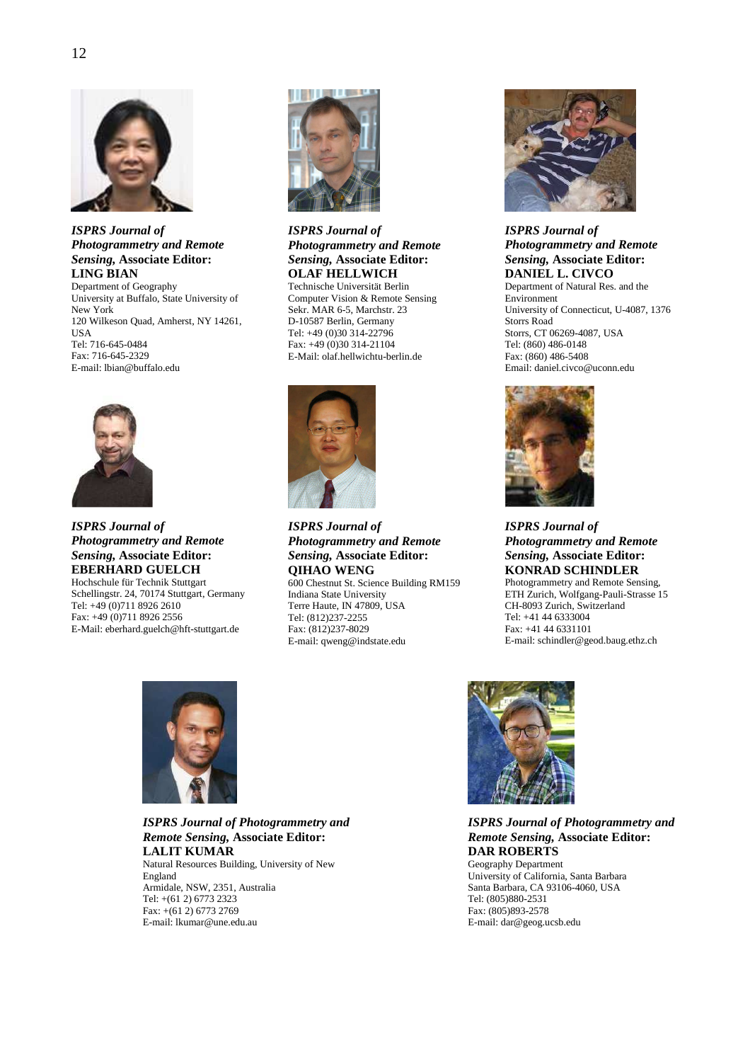***ISPRS Journal of Photogrammetry and Remote Sensing,* Associate Editor:**
**LING BIAN**
Department of Geography
University at Buffalo, State University of New York
120 Wilkeson Quad, Amherst, NY 14261, USA
Tel: 716-645-0484
Fax: 716-645-2329
E-mail: lbian@buffalo.edu

***ISPRS Journal of Photogrammetry and Remote Sensing,* Associate Editor:**
**OLAF HELLWICH**
Technische Universität Berlin
Computer Vision & Remote Sensing
Sekr. MAR 6-5, Marchstr. 23
D-10587 Berlin, Germany
Tel: +49 (0)30 314-22796
Fax: +49 (0)30 314-21104
E-Mail: olaf.hellwichtu-berlin.de

***ISPRS Journal of Photogrammetry and Remote Sensing,* Associate Editor:**
**DANIEL L. CIVCO**
Department of Natural Res. and the Environment
University of Connecticut, U-4087, 1376 Storrs Road
Storrs, CT 06269-4087, USA
Tel: (860) 486-0148
Fax: (860) 486-5408
Email: daniel.civco@uconn.edu

***ISPRS Journal of Photogrammetry and Remote Sensing,* Associate Editor:**
**EBERHARD GUELCH**
Hochschule für Technik Stuttgart
Schellingstr. 24, 70174 Stuttgart, Germany
Tel: +49 (0)711 8926 2610
Fax: +49 (0)711 8926 2556
E-Mail: eberhard.guelch@hft-stuttgart.de

***ISPRS Journal of Photogrammetry and Remote Sensing,* Associate Editor:**
**QIHAO WENG**
600 Chestnut St. Science Building RM159
Indiana State University
Terre Haute, IN 47809, USA
Tel: (812)237-2255
Fax: (812)237-8029
E-mail: qweng@indstate.edu

***ISPRS Journal of Photogrammetry and Remote Sensing,* Associate Editor:**
**KONRAD SCHINDLER**
Photogrammetry and Remote Sensing,
ETH Zurich, Wolfgang-Pauli-Strasse 15
CH-8093 Zurich, Switzerland
Tel: +41 44 6333004
Fax: +41 44 6331101
E-mail: schindler@geod.baug.ethz.ch

***ISPRS Journal of Photogrammetry and Remote Sensing,* Associate Editor:**
**LALIT KUMAR**
Natural Resources Building, University of New England
Armidale, NSW, 2351, Australia
Tel: +(61 2) 6773 2323
Fax: +(61 2) 6773 2769
E-mail: lkumar@une.edu.au

***ISPRS Journal of Photogrammetry and Remote Sensing,* Associate Editor:**
**DAR ROBERTS**
Geography Department
University of California, Santa Barbara
Santa Barbara, CA 93106-4060, USA
Tel: (805)880-2531
Fax: (805)893-2578
E-mail: dar@geog.ucsb.edu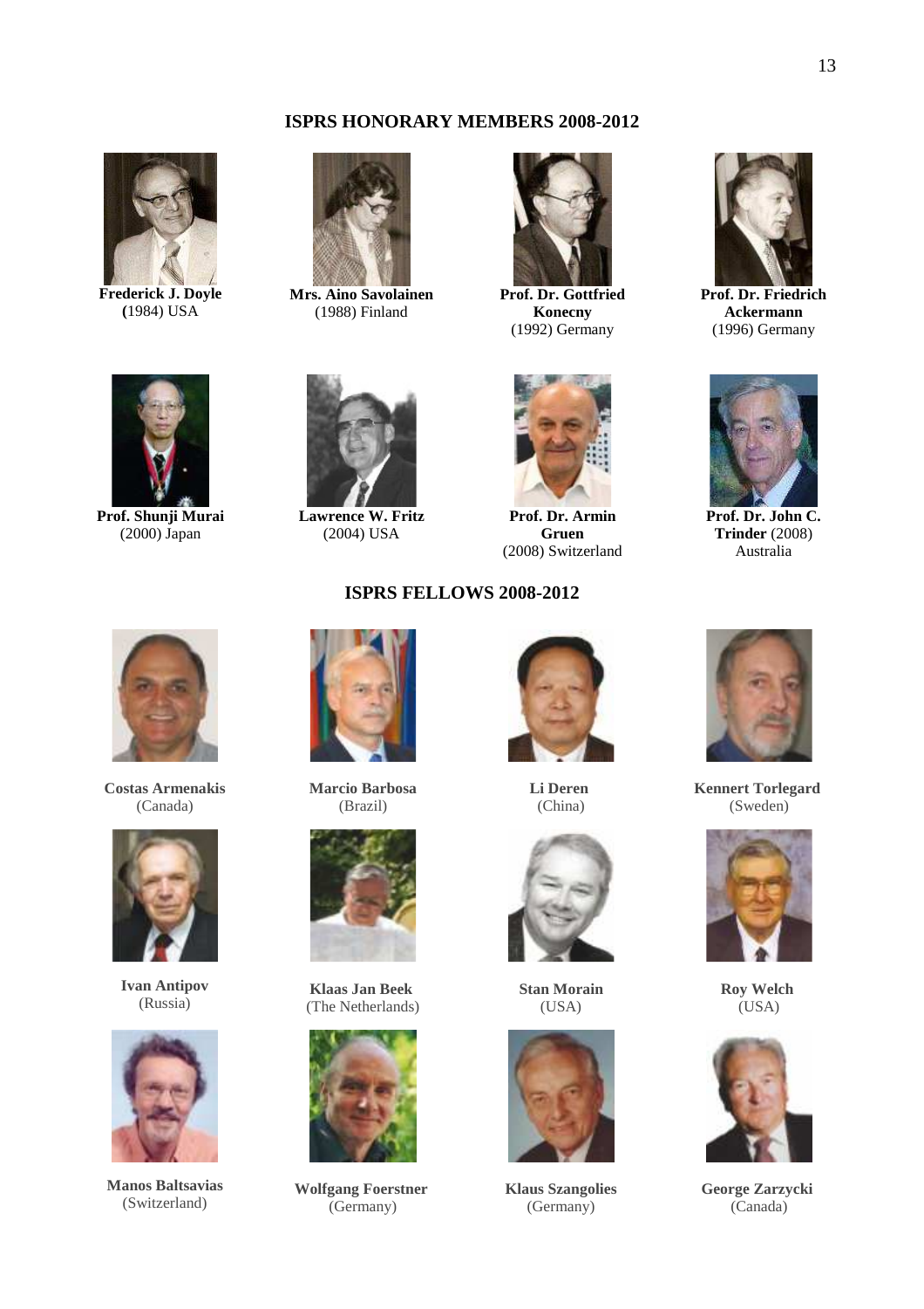## ISPRS HONORARY MEMBERS 2008-2012

**Frederick J. Doyle** (1984) USA

**Mrs. Aino Savolainen** (1988) Finland

**Prof. Dr. Gottfried Konecny** (1992) Germany

**Prof. Dr. Friedrich Ackermann** (1996) Germany

**Prof. Shunji Murai** (2000) Japan

**Lawrence W. Fritz** (2004) USA

**Prof. Dr. Armin Gruen** (2008) Switzerland

**Prof. Dr. John C. Trinder** (2008) Australia

## ISPRS FELLOWS 2008-2012

**Costas Armenakis** (Canada)

**Marcio Barbosa** (Brazil)

**Li Deren** (China)

**Kennert Torlegard** (Sweden)

**Ivan Antipov** (Russia)

**Klaas Jan Beek** (The Netherlands)

**Stan Morain** (USA)

**Roy Welch** (USA)

**Manos Baltsavias** (Switzerland)

**Wolfgang Foerstner** (Germany)

**Klaus Szangolies** (Germany)

**George Zarzycki** (Canada)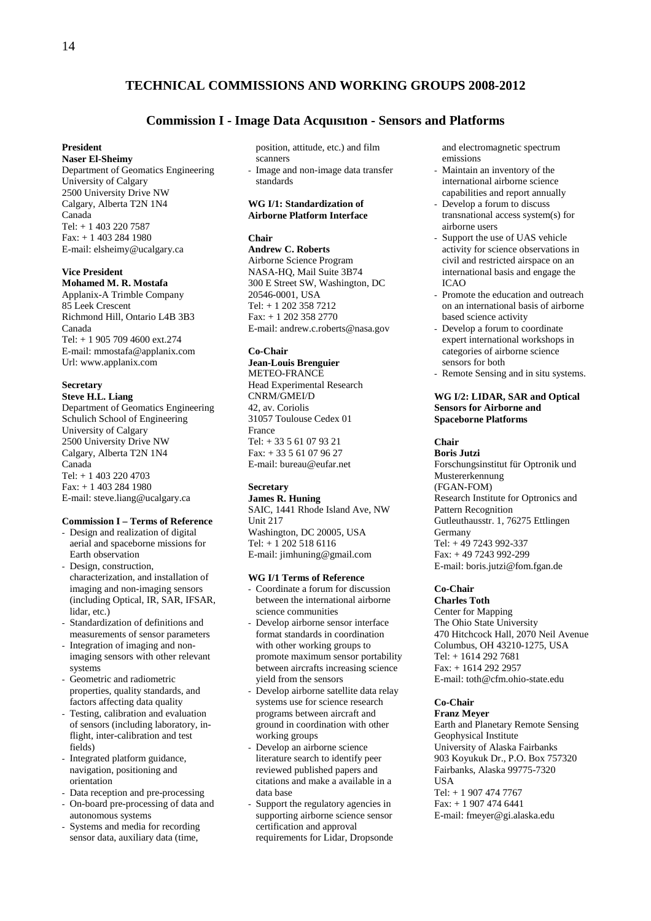# TECHNICAL COMMISSIONS AND WORKING GROUPS 2008-2012

## Commission I - Image Data Acquısıtıon - Sensors and Platforms

**President**
**Naser El-Sheimy**
Department of Geomatics Engineering
University of Calgary
2500 University Drive NW
Calgary, Alberta T2N 1N4
Canada
Tel: + 1 403 220 7587
Fax: + 1 403 284 1980
E-mail: elsheimy@ucalgary.ca

**Vice President**
**Mohamed M. R. Mostafa**
Applanix-A Trimble Company
85 Leek Crescent
Richmond Hill, Ontario L4B 3B3
Canada
Tel: + 1 905 709 4600 ext.274
E-mail: mmostafa@applanix.com
Url: www.applanix.com

**Secretary**
**Steve H.L. Liang**
Department of Geomatics Engineering
Schulich School of Engineering
University of Calgary
2500 University Drive NW
Calgary, Alberta T2N 1N4
Canada
Tel: + 1 403 220 4703
Fax: + 1 403 284 1980
E-mail: steve.liang@ucalgary.ca

**Commission I – Terms of Reference**

- Design and realization of digital aerial and spaceborne missions for Earth observation
- Design, construction, characterization, and installation of imaging and non-imaging sensors (including Optical, IR, SAR, IFSAR, lidar, etc.)
- Standardization of definitions and measurements of sensor parameters
- Integration of imaging and non-imaging sensors with other relevant systems
- Geometric and radiometric properties, quality standards, and factors affecting data quality
- Testing, calibration and evaluation of sensors (including laboratory, in-flight, inter-calibration and test fields)
- Integrated platform guidance, navigation, positioning and orientation
- Data reception and pre-processing
- On-board pre-processing of data and autonomous systems
- Systems and media for recording sensor data, auxiliary data (time, position, attitude, etc.) and film scanners
- Image and non-image data transfer standards

**WG I/1: Standardization of Airborne Platform Interface**

**Chair**
**Andrew C. Roberts**
Airborne Science Program
NASA-HQ, Mail Suite 3B74
300 E Street SW, Washington, DC 20546-0001, USA
Tel: + 1 202 358 7212
Fax: + 1 202 358 2770
E-mail: andrew.c.roberts@nasa.gov

**Co-Chair**
**Jean-Louis Brenguier**
METEO-FRANCE
Head Experimental Research
CNRM/GMEI/D
42, av. Coriolis
31057 Toulouse Cedex 01
France
Tel: + 33 5 61 07 93 21
Fax: + 33 5 61 07 96 27
E-mail: bureau@eufar.net

**Secretary**
**James R. Huning**
SAIC, 1441 Rhode Island Ave, NW
Unit 217
Washington, DC 20005, USA
Tel: + 1 202 518 6116
E-mail: jimhuning@gmail.com

**WG I/1 Terms of Reference**

- Coordinate a forum for discussion between the international airborne science communities
- Develop airborne sensor interface format standards in coordination with other working groups to promote maximum sensor portability between aircrafts increasing science yield from the sensors
- Develop airborne satellite data relay systems use for science research programs between aircraft and ground in coordination with other working groups
- Develop an airborne science literature search to identify peer reviewed published papers and citations and make a available in a data base
- Support the regulatory agencies in supporting airborne science sensor certification and approval requirements for Lidar, Dropsonde and electromagnetic spectrum emissions
- Maintain an inventory of the international airborne science capabilities and report annually
- Develop a forum to discuss transnational access system(s) for airborne users
- Support the use of UAS vehicle activity for science observations in civil and restricted airspace on an international basis and engage the ICAO
- Promote the education and outreach on an international basis of airborne based science activity
- Develop a forum to coordinate expert international workshops in categories of airborne science sensors for both
- Remote Sensing and in situ systems.

**WG I/2: LIDAR, SAR and Optical Sensors for Airborne and Spaceborne Platforms**

**Chair**
**Boris Jutzi**
Forschungsinstitut für Optronik und Mustererkennung
(FGAN-FOM)
Research Institute for Optronics and Pattern Recognition
Gutleuthausstr. 1, 76275 Ettlingen
Germany
Tel: + 49 7243 992-337
Fax: + 49 7243 992-299
E-mail: boris.jutzi@fom.fgan.de

**Co-Chair**
**Charles Toth**
Center for Mapping
The Ohio State University
470 Hitchcock Hall, 2070 Neil Avenue
Columbus, OH 43210-1275, USA
Tel: + 1614 292 7681
Fax: + 1614 292 2957
E-mail: toth@cfm.ohio-state.edu

**Co-Chair**
**Franz Meyer**
Earth and Planetary Remote Sensing
Geophysical Institute
University of Alaska Fairbanks
903 Koyukuk Dr., P.O. Box 757320
Fairbanks, Alaska 99775-7320
USA
Tel: + 1 907 474 7767
Fax: + 1 907 474 6441
E-mail: fmeyer@gi.alaska.edu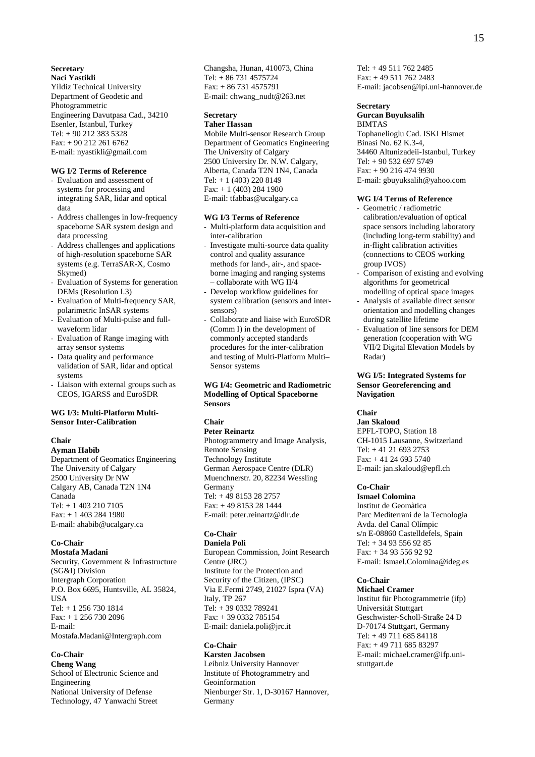**Secretary**
**Naci Yastikli**
Yildiz Technical University
Department of Geodetic and Photogrammetric
Engineering Davutpasa Cad., 34210
Esenler, Istanbul, Turkey
Tel: + 90 212 383 5328
Fax: + 90 212 261 6762
E-mail: nyastikli@gmail.com

**WG I/2 Terms of Reference**

- Evaluation and assessment of systems for processing and integrating SAR, lidar and optical data
- Address challenges in low-frequency spaceborne SAR system design and data processing
- Address challenges and applications of high-resolution spaceborne SAR systems (e.g. TerraSAR-X, Cosmo Skymed)
- Evaluation of Systems for generation DEMs (Resolution I.3)
- Evaluation of Multi-frequency SAR, polarimetric InSAR systems
- Evaluation of Multi-pulse and full-waveform lidar
- Evaluation of Range imaging with array sensor systems
- Data quality and performance validation of SAR, lidar and optical systems
- Liaison with external groups such as CEOS, IGARSS and EuroSDR

**WG I/3: Multi-Platform Multi-Sensor Inter-Calibration**

**Chair**
**Ayman Habib**
Department of Geomatics Engineering
The University of Calgary
2500 University Dr NW
Calgary AB, Canada T2N 1N4
Canada
Tel: + 1 403 210 7105
Fax: + 1 403 284 1980
E-mail: ahabib@ucalgary.ca

**Co-Chair**
**Mostafa Madani**
Security, Government & Infrastructure (SG&I) Division
Intergraph Corporation
P.O. Box 6695, Huntsville, AL 35824, USA
Tel: + 1 256 730 1814
Fax: + 1 256 730 2096
E-mail: Mostafa.Madani@Intergraph.com

**Co-Chair**
**Cheng Wang**
School of Electronic Science and Engineering
National University of Defense Technology, 47 Yanwachi Street
Changsha, Hunan, 410073, China
Tel: + 86 731 4575724
Fax: + 86 731 4575791
E-mail: chwang_nudt@263.net

**Secretary**
**Taher Hassan**
Mobile Multi-sensor Research Group
Department of Geomatics Engineering
The University of Calgary
2500 University Dr. N.W. Calgary, Alberta, Canada T2N 1N4, Canada
Tel: + 1 (403) 220 8149
Fax: + 1 (403) 284 1980
E-mail: tfabbas@ucalgary.ca

**WG I/3 Terms of Reference**

- Multi-platform data acquisition and inter-calibration
- Investigate multi-source data quality control and quality assurance methods for land-, air-, and space-borne imaging and ranging systems – collaborate with WG II/4
- Develop workflow guidelines for system calibration (sensors and inter-sensors)
- Collaborate and liaise with EuroSDR (Comm I) in the development of commonly accepted standards procedures for the inter-calibration and testing of Multi-Platform Multi–Sensor systems

**WG I/4: Geometric and Radiometric Modelling of Optical Spaceborne Sensors**

**Chair**
**Peter Reinartz**
Photogrammetry and Image Analysis, Remote Sensing
Technology Institute
German Aerospace Centre (DLR)
Muenchnerstr. 20, 82234 Wessling
Germany
Tel: + 49 8153 28 2757
Fax: + 49 8153 28 1444
E-mail: peter.reinartz@dlr.de

**Co-Chair**
**Daniela Poli**
European Commission, Joint Research Centre (JRC)
Institute for the Protection and Security of the Citizen, (IPSC)
Via E.Fermi 2749, 21027 Ispra (VA) Italy, TP 267
Tel: + 39 0332 789241
Fax: + 39 0332 785154
E-mail: daniela.poli@jrc.it

**Co-Chair**
**Karsten Jacobsen**
Leibniz University Hannover
Institute of Photogrammetry and Geoinformation
Nienburger Str. 1, D-30167 Hannover, Germany
Tel: + 49 511 762 2485
Fax: + 49 511 762 2483
E-mail: jacobsen@ipi.uni-hannover.de

**Secretary**
**Gurcan Buyuksalih**
BIMTAS
Tophanelioglu Cad. ISKI Hismet Binasi No. 62 K.3-4,
34460 Altunizadeii-Istanbul, Turkey
Tel: + 90 532 697 5749
Fax: + 90 216 474 9930
E-mail: gbuyuksalih@yahoo.com

**WG I/4 Terms of Reference**

- Geometric / radiometric calibration/evaluation of optical space sensors including laboratory (including long-term stability) and in-flight calibration activities (connections to CEOS working group IVOS)
- Comparison of existing and evolving algorithms for geometrical modelling of optical space images
- Analysis of available direct sensor orientation and modelling changes during satellite lifetime
- Evaluation of line sensors for DEM generation (cooperation with WG VII/2 Digital Elevation Models by Radar)

**WG I/5: Integrated Systems for Sensor Georeferencing and Navigation**

**Chair**
**Jan Skaloud**
EPFL-TOPO, Station 18
CH-1015 Lausanne, Switzerland
Tel: + 41 21 693 2753
Fax: + 41 24 693 5740
E-mail: jan.skaloud@epfl.ch

**Co-Chair**
**Ismael Colomina**
Institut de Geomàtica
Parc Mediterrani de la Tecnologia
Avda. del Canal Olímpic
s/n E-08860 Castelldefels, Spain
Tel: + 34 93 556 92 85
Fax: + 34 93 556 92 92
E-mail: Ismael.Colomina@ideg.es

**Co-Chair**
**Michael Cramer**
Institut für Photogrammetrie (ifp)
Universität Stuttgart
Geschwister-Scholl-Straße 24 D
D-70174 Stuttgart, Germany
Tel: + 49 711 685 84118
Fax: + 49 711 685 83297
E-mail: michael.cramer@ifp.uni-stuttgart.de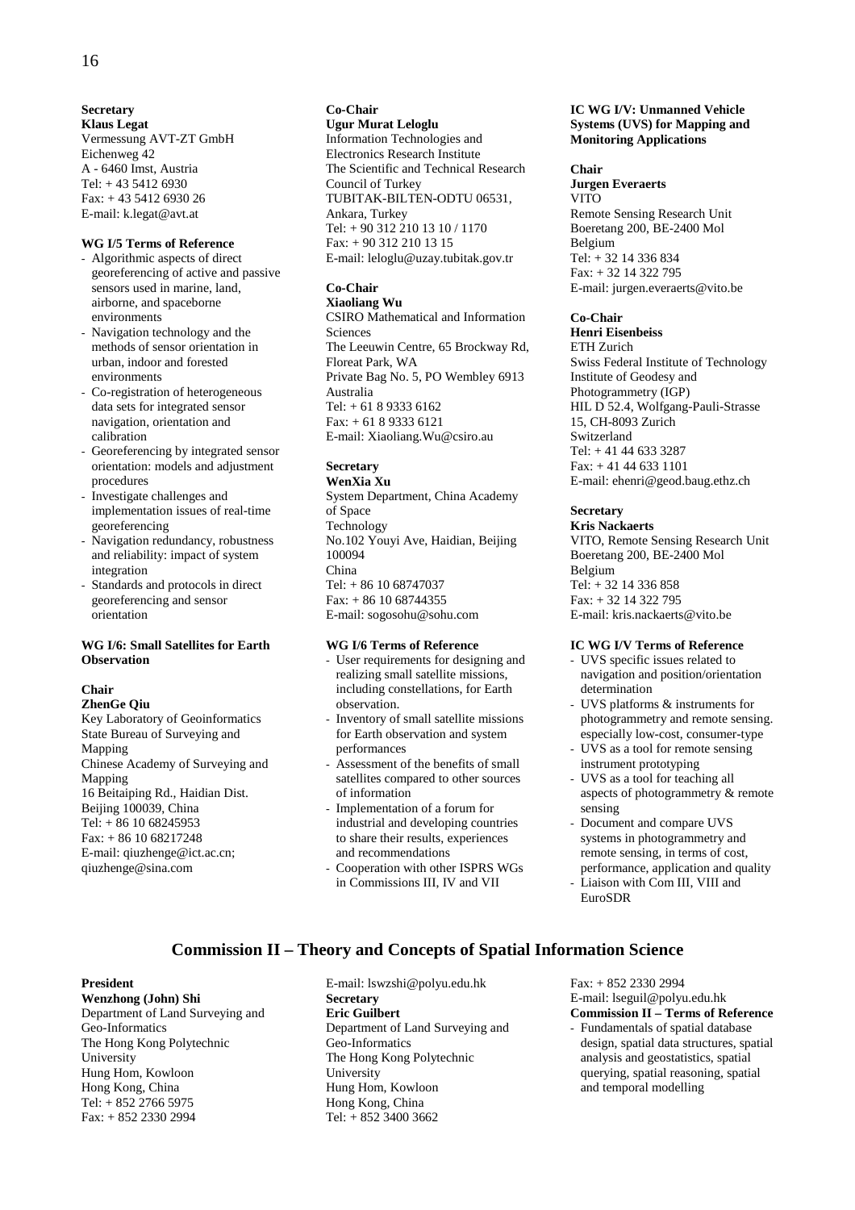**Secretary**
**Klaus Legat**
Vermessung AVT-ZT GmbH
Eichenweg 42
A - 6460 Imst, Austria
Tel: + 43 5412 6930
Fax: + 43 5412 6930 26
E-mail: k.legat@avt.at

**WG I/5 Terms of Reference**

- Algorithmic aspects of direct georeferencing of active and passive sensors used in marine, land, airborne, and spaceborne environments
- Navigation technology and the methods of sensor orientation in urban, indoor and forested environments
- Co-registration of heterogeneous data sets for integrated sensor navigation, orientation and calibration
- Georeferencing by integrated sensor orientation: models and adjustment procedures
- Investigate challenges and implementation issues of real-time georeferencing
- Navigation redundancy, robustness and reliability: impact of system integration
- Standards and protocols in direct georeferencing and sensor orientation

**WG I/6: Small Satellites for Earth Observation**

**Chair**
**ZhenGe Qiu**
Key Laboratory of Geoinformatics
State Bureau of Surveying and Mapping
Chinese Academy of Surveying and Mapping
16 Beitaiping Rd., Haidian Dist.
Beijing 100039, China
Tel: + 86 10 68245953
Fax: + 86 10 68217248
E-mail: qiuzhenge@ict.ac.cn; qiuzhenge@sina.com

**Co-Chair**
**Ugur Murat Leloglu**
Information Technologies and Electronics Research Institute
The Scientific and Technical Research Council of Turkey
TUBITAK-BILTEN-ODTU 06531, Ankara, Turkey
Tel: + 90 312 210 13 10 / 1170
Fax: + 90 312 210 13 15
E-mail: leloglu@uzay.tubitak.gov.tr

**Co-Chair**
**Xiaoliang Wu**
CSIRO Mathematical and Information Sciences
The Leeuwin Centre, 65 Brockway Rd, Floreat Park, WA
Private Bag No. 5, PO Wembley 6913
Australia
Tel: + 61 8 9333 6162
Fax: + 61 8 9333 6121
E-mail: Xiaoliang.Wu@csiro.au

**Secretary**
**WenXia Xu**
System Department, China Academy of Space
Technology
No.102 Youyi Ave, Haidian, Beijing 100094
China
Tel: + 86 10 68747037
Fax: + 86 10 68744355
E-mail: sogosohu@sohu.com

**WG I/6 Terms of Reference**

- User requirements for designing and realizing small satellite missions, including constellations, for Earth observation.
- Inventory of small satellite missions for Earth observation and system performances
- Assessment of the benefits of small satellites compared to other sources of information
- Implementation of a forum for industrial and developing countries to share their results, experiences and recommendations
- Cooperation with other ISPRS WGs in Commissions III, IV and VII

**IC WG I/V: Unmanned Vehicle Systems (UVS) for Mapping and Monitoring Applications**

**Chair**
**Jurgen Everaerts**
VITO
Remote Sensing Research Unit
Boeretang 200, BE-2400 Mol
Belgium
Tel: + 32 14 336 834
Fax: + 32 14 322 795
E-mail: jurgen.everaerts@vito.be

**Co-Chair**
**Henri Eisenbeiss**
ETH Zurich
Swiss Federal Institute of Technology
Institute of Geodesy and Photogrammetry (IGP)
HIL D 52.4, Wolfgang-Pauli-Strasse 15, CH-8093 Zurich
Switzerland
Tel: + 41 44 633 3287
Fax: + 41 44 633 1101
E-mail: ehenri@geod.baug.ethz.ch

**Secretary**
**Kris Nackaerts**
VITO, Remote Sensing Research Unit
Boeretang 200, BE-2400 Mol
Belgium
Tel: + 32 14 336 858
Fax: + 32 14 322 795
E-mail: kris.nackaerts@vito.be

**IC WG I/V Terms of Reference**

- UVS specific issues related to navigation and position/orientation determination
- UVS platforms & instruments for photogrammetry and remote sensing. especially low-cost, consumer-type
- UVS as a tool for remote sensing instrument prototyping
- UVS as a tool for teaching all aspects of photogrammetry & remote sensing
- Document and compare UVS systems in photogrammetry and remote sensing, in terms of cost, performance, application and quality
- Liaison with Com III, VIII and EuroSDR

## Commission II – Theory and Concepts of Spatial Information Science

**President**
**Wenzhong (John) Shi**
Department of Land Surveying and Geo-Informatics
The Hong Kong Polytechnic University
Hung Hom, Kowloon
Hong Kong, China
Tel: + 852 2766 5975
Fax: + 852 2330 2994
E-mail: lswzshi@polyu.edu.hk

**Secretary**
**Eric Guilbert**
Department of Land Surveying and Geo-Informatics
The Hong Kong Polytechnic University
Hung Hom, Kowloon
Hong Kong, China
Tel: + 852 3400 3662
Fax: + 852 2330 2994
E-mail: lseguil@polyu.edu.hk

**Commission II – Terms of Reference**

- Fundamentals of spatial database design, spatial data structures, spatial analysis and geostatistics, spatial querying, spatial reasoning, spatial and temporal modelling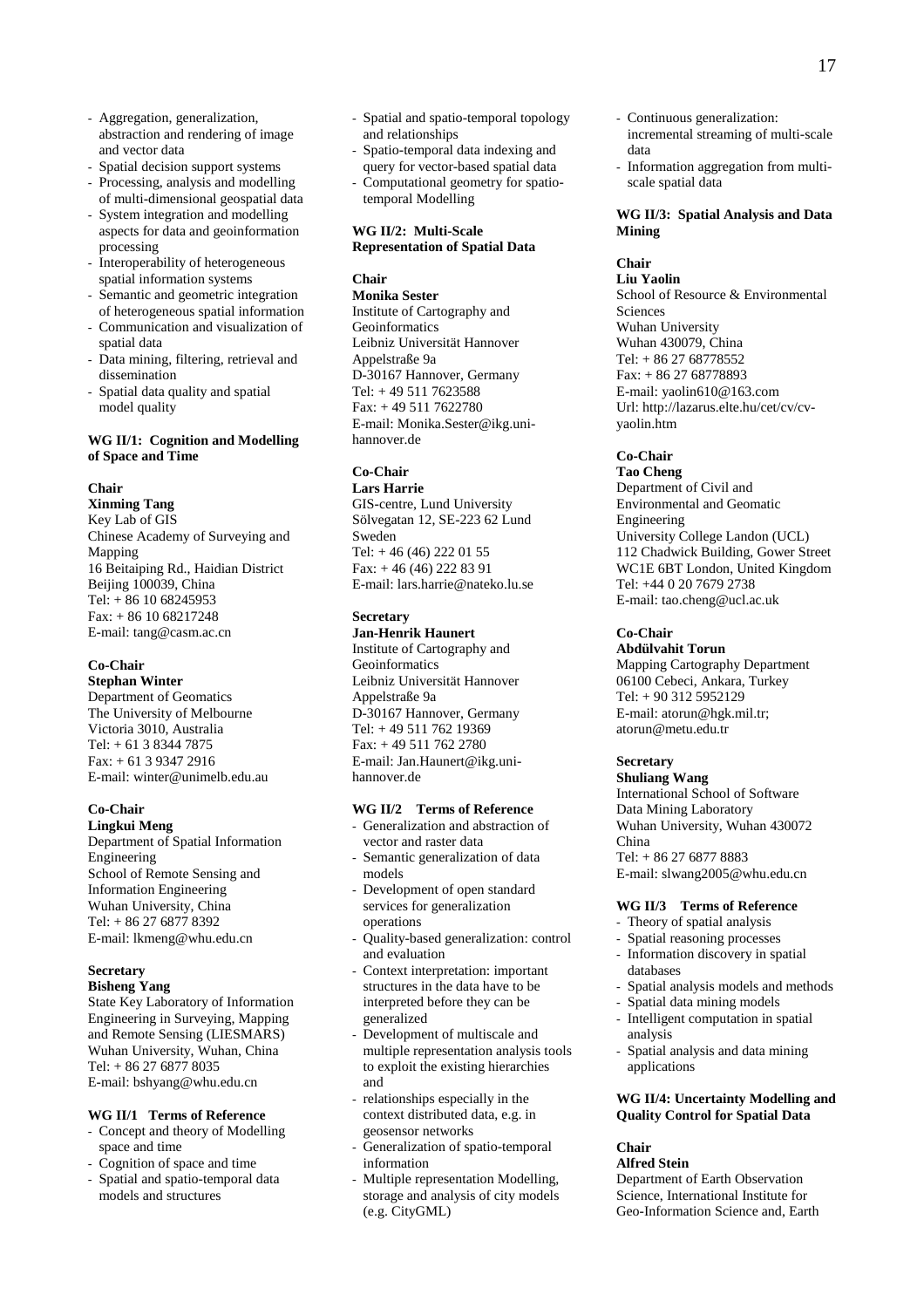- Aggregation, generalization, abstraction and rendering of image and vector data
- Spatial decision support systems
- Processing, analysis and modelling of multi-dimensional geospatial data
- System integration and modelling aspects for data and geoinformation processing
- Interoperability of heterogeneous spatial information systems
- Semantic and geometric integration of heterogeneous spatial information
- Communication and visualization of spatial data
- Data mining, filtering, retrieval and dissemination
- Spatial data quality and spatial model quality

**WG II/1: Cognition and Modelling of Space and Time**

**Chair**
**Xinming Tang**
Key Lab of GIS
Chinese Academy of Surveying and Mapping
16 Beitaiping Rd., Haidian District
Beijing 100039, China
Tel: + 86 10 68245953
Fax: + 86 10 68217248
E-mail: tang@casm.ac.cn

**Co-Chair**
**Stephan Winter**
Department of Geomatics
The University of Melbourne
Victoria 3010, Australia
Tel: + 61 3 8344 7875
Fax: + 61 3 9347 2916
E-mail: winter@unimelb.edu.au

**Co-Chair**
**Lingkui Meng**
Department of Spatial Information Engineering
School of Remote Sensing and Information Engineering
Wuhan University, China
Tel: + 86 27 6877 8392
E-mail: lkmeng@whu.edu.cn

**Secretary**
**Bisheng Yang**
State Key Laboratory of Information Engineering in Surveying, Mapping and Remote Sensing (LIESMARS)
Wuhan University, Wuhan, China
Tel: + 86 27 6877 8035
E-mail: bshyang@whu.edu.cn

**WG II/1 Terms of Reference**
- Concept and theory of Modelling space and time
- Cognition of space and time
- Spatial and spatio-temporal data models and structures
- Spatial and spatio-temporal topology and relationships
- Spatio-temporal data indexing and query for vector-based spatial data
- Computational geometry for spatio-temporal Modelling

**WG II/2: Multi-Scale Representation of Spatial Data**

**Chair**
**Monika Sester**
Institute of Cartography and Geoinformatics
Leibniz Universität Hannover
Appelstraße 9a
D-30167 Hannover, Germany
Tel: + 49 511 7623588
Fax: + 49 511 7622780
E-mail: Monika.Sester@ikg.uni-hannover.de

**Co-Chair**
**Lars Harrie**
GIS-centre, Lund University
Sölvegatan 12, SE-223 62 Lund
Sweden
Tel: + 46 (46) 222 01 55
Fax: + 46 (46) 222 83 91
E-mail: lars.harrie@nateko.lu.se

**Secretary**
**Jan-Henrik Haunert**
Institute of Cartography and Geoinformatics
Leibniz Universität Hannover
Appelstraße 9a
D-30167 Hannover, Germany
Tel: + 49 511 762 19369
Fax: + 49 511 762 2780
E-mail: Jan.Haunert@ikg.uni-hannover.de

**WG II/2 Terms of Reference**
- Generalization and abstraction of vector and raster data
- Semantic generalization of data models
- Development of open standard services for generalization operations
- Quality-based generalization: control and evaluation
- Context interpretation: important structures in the data have to be interpreted before they can be generalized
- Development of multiscale and multiple representation analysis tools to exploit the existing hierarchies and
- relationships especially in the context distributed data, e.g. in geosensor networks
- Generalization of spatio-temporal information
- Multiple representation Modelling, storage and analysis of city models (e.g. CityGML)
- Continuous generalization: incremental streaming of multi-scale data
- Information aggregation from multi-scale spatial data

**WG II/3: Spatial Analysis and Data Mining**

**Chair**
**Liu Yaolin**
School of Resource & Environmental Sciences
Wuhan University
Wuhan 430079, China
Tel: + 86 27 68778552
Fax: + 86 27 68778893
E-mail: yaolin610@163.com
Url: http://lazarus.elte.hu/cet/cv/cv-yaolin.htm

**Co-Chair**
**Tao Cheng**
Department of Civil and Environmental and Geomatic Engineering
University College Landon (UCL)
112 Chadwick Building, Gower Street
WC1E 6BT London, United Kingdom
Tel: +44 0 20 7679 2738
E-mail: tao.cheng@ucl.ac.uk

**Co-Chair**
**Abdülvahit Torun**
Mapping Cartography Department
06100 Cebeci, Ankara, Turkey
Tel: + 90 312 5952129
E-mail: atorun@hgk.mil.tr; atorun@metu.edu.tr

**Secretary**
**Shuliang Wang**
International School of Software
Data Mining Laboratory
Wuhan University, Wuhan 430072
China
Tel: + 86 27 6877 8883
E-mail: slwang2005@whu.edu.cn

**WG II/3 Terms of Reference**
- Theory of spatial analysis
- Spatial reasoning processes
- Information discovery in spatial databases
- Spatial analysis models and methods
- Spatial data mining models
- Intelligent computation in spatial analysis
- Spatial analysis and data mining applications

**WG II/4: Uncertainty Modelling and Quality Control for Spatial Data**

**Chair**
**Alfred Stein**
Department of Earth Observation Science, International Institute for Geo-Information Science and, Earth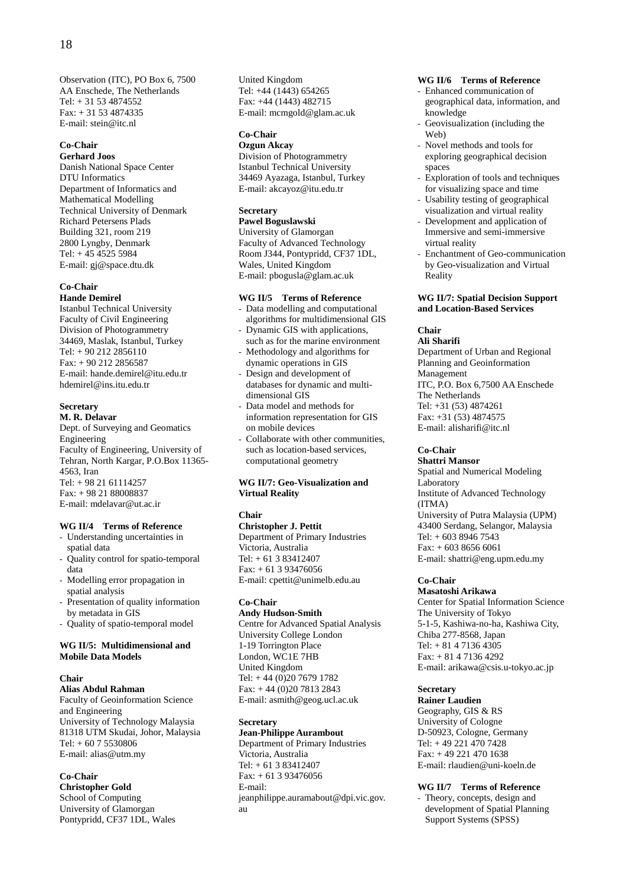Observation (ITC), PO Box 6, 7500
AA Enschede, The Netherlands
Tel: + 31 53 4874552
Fax: + 31 53 4874335
E-mail: stein@itc.nl

**Co-Chair**
**Gerhard Joos**
Danish National Space Center
DTU Informatics
Department of Informatics and Mathematical Modelling
Technical University of Denmark
Richard Petersens Plads
Building 321, room 219
2800 Lyngby, Denmark
Tel: + 45 4525 5984
E-mail: gj@space.dtu.dk

**Co-Chair**
**Hande Demirel**
Istanbul Technical University
Faculty of Civil Engineering
Division of Photogrammetry
34469, Maslak, Istanbul, Turkey
Tel: + 90 212 2856110
Fax: + 90 212 2856587
E-mail: hande.demirel@itu.edu.tr
hdemirel@ins.itu.edu.tr

**Secretary**
**M. R. Delavar**
Dept. of Surveying and Geomatics Engineering
Faculty of Engineering, University of Tehran, North Kargar, P.O.Box 11365-4563, Iran
Tel: + 98 21 61114257
Fax: + 98 21 88008837
E-mail: mdelavar@ut.ac.ir

**WG II/4 Terms of Reference**

- Understanding uncertainties in spatial data
- Quality control for spatio-temporal data
- Modelling error propagation in spatial analysis
- Presentation of quality information by metadata in GIS
- Quality of spatio-temporal model

**WG II/5: Multidimensional and Mobile Data Models**

**Chair**
**Alias Abdul Rahman**
Faculty of Geoinformation Science and Engineering
University of Technology Malaysia
81318 UTM Skudai, Johor, Malaysia
Tel: + 60 7 5530806
E-mail: alias@utm.my

**Co-Chair**
**Christopher Gold**
School of Computing
University of Glamorgan
Pontypridd, CF37 1DL, Wales
United Kingdom
Tel: +44 (1443) 654265
Fax: +44 (1443) 482715
E-mail: mcmgold@glam.ac.uk

**Co-Chair**
**Ozgun Akcay**
Division of Photogrammetry
Istanbul Technical University
34469 Ayazaga, Istanbul, Turkey
E-mail: akcayoz@itu.edu.tr

**Secretary**
**Pawel Boguslawski**
University of Glamorgan
Faculty of Advanced Technology
Room J344, Pontypridd, CF37 1DL, Wales, United Kingdom
E-mail: pbogusla@glam.ac.uk

**WG II/5 Terms of Reference**

- Data modelling and computational algorithms for multidimensional GIS
- Dynamic GIS with applications, such as for the marine environment
- Methodology and algorithms for dynamic operations in GIS
- Design and development of databases for dynamic and multi-dimensional GIS
- Data model and methods for information representation for GIS on mobile devices
- Collaborate with other communities, such as location-based services, computational geometry

**WG II/7: Geo-Visualization and Virtual Reality**

**Chair**
**Christopher J. Pettit**
Department of Primary Industries
Victoria, Australia
Tel: + 61 3 83412407
Fax: + 61 3 93476056
E-mail: cpettit@unimelb.edu.au

**Co-Chair**
**Andy Hudson-Smith**
Centre for Advanced Spatial Analysis
University College London
1-19 Torrington Place
London, WC1E 7HB
United Kingdom
Tel: + 44 (0)20 7679 1782
Fax: + 44 (0)20 7813 2843
E-mail: asmith@geog.ucl.ac.uk

**Secretary**
**Jean-Philippe Aurambout**
Department of Primary Industries
Victoria, Australia
Tel: + 61 3 83412407
Fax: + 61 3 93476056
E-mail: jeanphilippe.auramabout@dpi.vic.gov.au

**WG II/6 Terms of Reference**

- Enhanced communication of geographical data, information, and knowledge
- Geovisualization (including the Web)
- Novel methods and tools for exploring geographical decision spaces
- Exploration of tools and techniques for visualizing space and time
- Usability testing of geographical visualization and virtual reality
- Development and application of Immersive and semi-immersive virtual reality
- Enchantment of Geo-communication by Geo-visualization and Virtual Reality

**WG II/7: Spatial Decision Support and Location-Based Services**

**Chair**
**Ali Sharifi**
Department of Urban and Regional Planning and Geoinformation Management
ITC, P.O. Box 6,7500 AA Enschede
The Netherlands
Tel: +31 (53) 4874261
Fax: +31 (53) 4874575
E-mail: alisharifi@itc.nl

**Co-Chair**
**Shattri Mansor**
Spatial and Numerical Modeling Laboratory
Institute of Advanced Technology (ITMA)
University of Putra Malaysia (UPM)
43400 Serdang, Selangor, Malaysia
Tel: + 603 8946 7543
Fax: + 603 8656 6061
E-mail: shattri@eng.upm.edu.my

**Co-Chair**
**Masatoshi Arikawa**
Center for Spatial Information Science
The University of Tokyo
5-1-5, Kashiwa-no-ha, Kashiwa City, Chiba 277-8568, Japan
Tel: + 81 4 7136 4305
Fax: + 81 4 7136 4292
E-mail: arikawa@csis.u-tokyo.ac.jp

**Secretary**
**Rainer Laudien**
Geography, GIS & RS
University of Cologne
D-50923, Cologne, Germany
Tel: + 49 221 470 7428
Fax: + 49 221 470 1638
E-mail: rlaudien@uni-koeln.de

**WG II/7 Terms of Reference**

- Theory, concepts, design and development of Spatial Planning Support Systems (SPSS)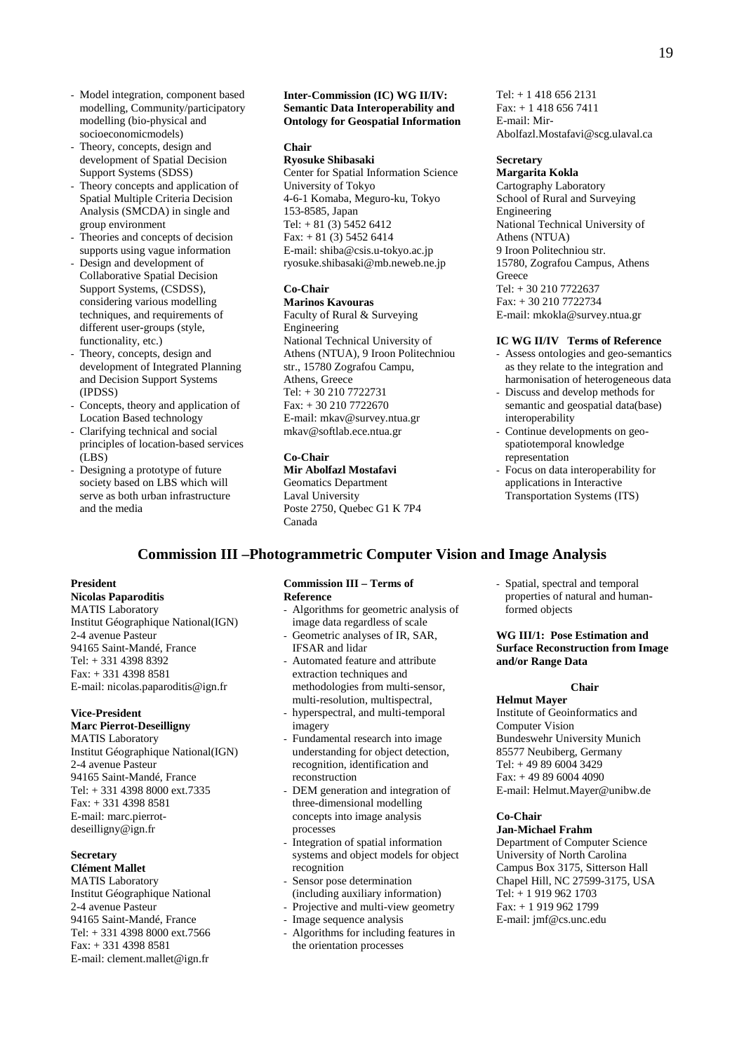- Model integration, component based modelling, Community/participatory modelling (bio-physical and socioeconomicmodels)
- Theory, concepts, design and development of Spatial Decision Support Systems (SDSS)
- Theory concepts and application of Spatial Multiple Criteria Decision Analysis (SMCDA) in single and group environment
- Theories and concepts of decision supports using vague information
- Design and development of Collaborative Spatial Decision Support Systems, (CSDSS), considering various modelling techniques, and requirements of different user-groups (style, functionality, etc.)
- Theory, concepts, design and development of Integrated Planning and Decision Support Systems (IPDSS)
- Concepts, theory and application of Location Based technology
- Clarifying technical and social principles of location-based services (LBS)
- Designing a prototype of future society based on LBS which will serve as both urban infrastructure and the media

**Inter-Commission (IC) WG II/IV: Semantic Data Interoperability and Ontology for Geospatial Information**

**Chair**
**Ryosuke Shibasaki**
Center for Spatial Information Science
University of Tokyo
4-6-1 Komaba, Meguro-ku, Tokyo
153-8585, Japan
Tel: + 81 (3) 5452 6412
Fax: + 81 (3) 5452 6414
E-mail: shiba@csis.u-tokyo.ac.jp
ryosuke.shibasaki@mb.neweb.ne.jp

**Co-Chair**
**Marinos Kavouras**
Faculty of Rural & Surveying Engineering
National Technical University of Athens (NTUA), 9 Iroon Politechniou str., 15780 Zografou Campu,
Athens, Greece
Tel: + 30 210 7722731
Fax: + 30 210 7722670
E-mail: mkav@survey.ntua.gr
mkav@softlab.ece.ntua.gr

**Co-Chair**
**Mir Abolfazl Mostafavi**
Geomatics Department
Laval University
Poste 2750, Quebec G1 K 7P4
Canada
Tel: + 1 418 656 2131
Fax: + 1 418 656 7411
E-mail: Mir-Abolfazl.Mostafavi@scg.ulaval.ca

**Secretary**
**Margarita Kokla**
Cartography Laboratory
School of Rural and Surveying Engineering
National Technical University of Athens (NTUA)
9 Iroon Politechniou str.
15780, Zografou Campus, Athens
Greece
Tel: + 30 210 7722637
Fax: + 30 210 7722734
E-mail: mkokla@survey.ntua.gr

**IC WG II/IV Terms of Reference**
- Assess ontologies and geo-semantics as they relate to the integration and harmonisation of heterogeneous data
- Discuss and develop methods for semantic and geospatial data(base) interoperability
- Continue developments on geo-spatiotemporal knowledge representation
- Focus on data interoperability for applications in Interactive Transportation Systems (ITS)

## Commission III –Photogrammetric Computer Vision and Image Analysis

**President**
**Nicolas Paparoditis**
MATIS Laboratory
Institut Géographique National(IGN)
2-4 avenue Pasteur
94165 Saint-Mandé, France
Tel: + 331 4398 8392
Fax: + 331 4398 8581
E-mail: nicolas.paparoditis@ign.fr

**Vice-President**
**Marc Pierrot-Deseilligny**
MATIS Laboratory
Institut Géographique National(IGN)
2-4 avenue Pasteur
94165 Saint-Mandé, France
Tel: + 331 4398 8000 ext.7335
Fax: + 331 4398 8581
E-mail: marc.pierrot-deseilligny@ign.fr

**Secretary**
**Clément Mallet**
MATIS Laboratory
Institut Géographique National
2-4 avenue Pasteur
94165 Saint-Mandé, France
Tel: + 331 4398 8000 ext.7566
Fax: + 331 4398 8581
E-mail: clement.mallet@ign.fr

**Commission III – Terms of Reference**
- Algorithms for geometric analysis of image data regardless of scale
- Geometric analyses of IR, SAR, IFSAR and lidar
- Automated feature and attribute extraction techniques and methodologies from multi-sensor, multi-resolution, multispectral,
- hyperspectral, and multi-temporal imagery
- Fundamental research into image understanding for object detection, recognition, identification and reconstruction
- DEM generation and integration of three-dimensional modelling concepts into image analysis processes
- Integration of spatial information systems and object models for object recognition
- Sensor pose determination (including auxiliary information)
- Projective and multi-view geometry
- Image sequence analysis
- Algorithms for including features in the orientation processes
- Spatial, spectral and temporal properties of natural and human-formed objects

**WG III/1: Pose Estimation and Surface Reconstruction from Image and/or Range Data**

**Chair**
**Helmut Mayer**
Institute of Geoinformatics and Computer Vision
Bundeswehr University Munich
85577 Neubiberg, Germany
Tel: + 49 89 6004 3429
Fax: + 49 89 6004 4090
E-mail: Helmut.Mayer@unibw.de

**Co-Chair**
**Jan-Michael Frahm**
Department of Computer Science
University of North Carolina
Campus Box 3175, Sitterson Hall
Chapel Hill, NC 27599-3175, USA
Tel: + 1 919 962 1703
Fax: + 1 919 962 1799
E-mail: jmf@cs.unc.edu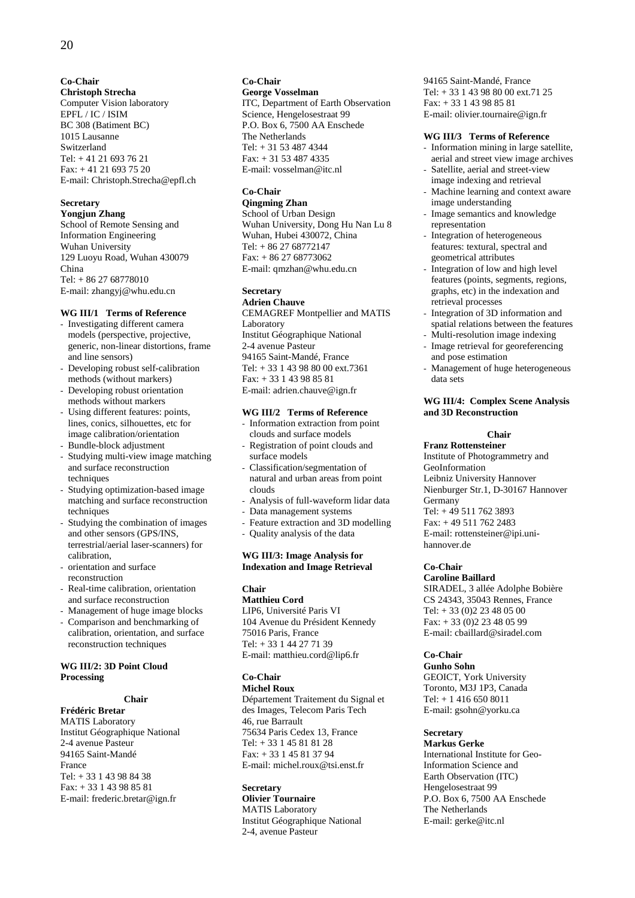**Co-Chair**
**Christoph Strecha**
Computer Vision laboratory
EPFL / IC / ISIM
BC 308 (Batiment BC)
1015 Lausanne
Switzerland
Tel: + 41 21 693 76 21
Fax: + 41 21 693 75 20
E-mail: Christoph.Strecha@epfl.ch

**Secretary**
**Yongjun Zhang**
School of Remote Sensing and Information Engineering
Wuhan University
129 Luoyu Road, Wuhan 430079
China
Tel: + 86 27 68778010
E-mail: zhangyj@whu.edu.cn

**WG III/1 Terms of Reference**

- Investigating different camera models (perspective, projective, generic, non-linear distortions, frame and line sensors)
- Developing robust self-calibration methods (without markers)
- Developing robust orientation methods without markers
- Using different features: points, lines, conics, silhouettes, etc for image calibration/orientation
- Bundle-block adjustment
- Studying multi-view image matching and surface reconstruction techniques
- Studying optimization-based image matching and surface reconstruction techniques
- Studying the combination of images and other sensors (GPS/INS, terrestrial/aerial laser-scanners) for calibration,
- orientation and surface reconstruction
- Real-time calibration, orientation and surface reconstruction
- Management of huge image blocks
- Comparison and benchmarking of calibration, orientation, and surface reconstruction techniques

**WG III/2: 3D Point Cloud Processing**

**Chair**
**Frédéric Bretar**
MATIS Laboratory
Institut Géographique National
2-4 avenue Pasteur
94165 Saint-Mandé
France
Tel: + 33 1 43 98 84 38
Fax: + 33 1 43 98 85 81
E-mail: frederic.bretar@ign.fr

**Co-Chair**
**George Vosselman**
ITC, Department of Earth Observation Science, Hengelosestraat 99
P.O. Box 6, 7500 AA Enschede
The Netherlands
Tel: + 31 53 487 4344
Fax: + 31 53 487 4335
E-mail: vosselman@itc.nl

**Co-Chair**
**Qingming Zhan**
School of Urban Design
Wuhan University, Dong Hu Nan Lu 8
Wuhan, Hubei 430072, China
Tel: + 86 27 68772147
Fax: + 86 27 68773062
E-mail: qmzhan@whu.edu.cn

**Secretary**
**Adrien Chauve**
CEMAGREF Montpellier and MATIS Laboratory
Institut Géographique National
2-4 avenue Pasteur
94165 Saint-Mandé, France
Tel: + 33 1 43 98 80 00 ext.7361
Fax: + 33 1 43 98 85 81
E-mail: adrien.chauve@ign.fr

**WG III/2 Terms of Reference**

- Information extraction from point clouds and surface models
- Registration of point clouds and surface models
- Classification/segmentation of natural and urban areas from point clouds
- Analysis of full-waveform lidar data
- Data management systems
- Feature extraction and 3D modelling
- Quality analysis of the data

**WG III/3: Image Analysis for Indexation and Image Retrieval**

**Chair**
**Matthieu Cord**
LIP6, Université Paris VI
104 Avenue du Président Kennedy
75016 Paris, France
Tel: + 33 1 44 27 71 39
E-mail: matthieu.cord@lip6.fr

**Co-Chair**
**Michel Roux**
Département Traitement du Signal et des Images, Telecom Paris Tech
46, rue Barrault
75634 Paris Cedex 13, France
Tel: + 33 1 45 81 81 28
Fax: + 33 1 45 81 37 94
E-mail: michel.roux@tsi.enst.fr

**Secretary**
**Olivier Tournaire**
MATIS Laboratory
Institut Géographique National
2-4, avenue Pasteur
94165 Saint-Mandé, France
Tel: + 33 1 43 98 80 00 ext.71 25
Fax: + 33 1 43 98 85 81
E-mail: olivier.tournaire@ign.fr

**WG III/3 Terms of Reference**

- Information mining in large satellite, aerial and street view image archives
- Satellite, aerial and street-view image indexing and retrieval
- Machine learning and context aware image understanding
- Image semantics and knowledge representation
- Integration of heterogeneous features: textural, spectral and geometrical attributes
- Integration of low and high level features (points, segments, regions, graphs, etc) in the indexation and retrieval processes
- Integration of 3D information and spatial relations between the features
- Multi-resolution image indexing
- Image retrieval for georeferencing and pose estimation
- Management of huge heterogeneous data sets

**WG III/4: Complex Scene Analysis and 3D Reconstruction**

**Chair**
**Franz Rottensteiner**
Institute of Photogrammetry and GeoInformation
Leibniz University Hannover
Nienburger Str.1, D-30167 Hannover
Germany
Tel: + 49 511 762 3893
Fax: + 49 511 762 2483
E-mail: rottensteiner@ipi.uni-hannover.de

**Co-Chair**
**Caroline Baillard**
SIRADEL, 3 allée Adolphe Bobière
CS 24343, 35043 Rennes, France
Tel: + 33 (0)2 23 48 05 00
Fax: + 33 (0)2 23 48 05 99
E-mail: cbaillard@siradel.com

**Co-Chair**
**Gunho Sohn**
GEOICT, York University
Toronto, M3J 1P3, Canada
Tel: + 1 416 650 8011
E-mail: gsohn@yorku.ca

**Secretary**
**Markus Gerke**
International Institute for Geo-Information Science and Earth Observation (ITC)
Hengelosestraat 99
P.O. Box 6, 7500 AA Enschede
The Netherlands
E-mail: gerke@itc.nl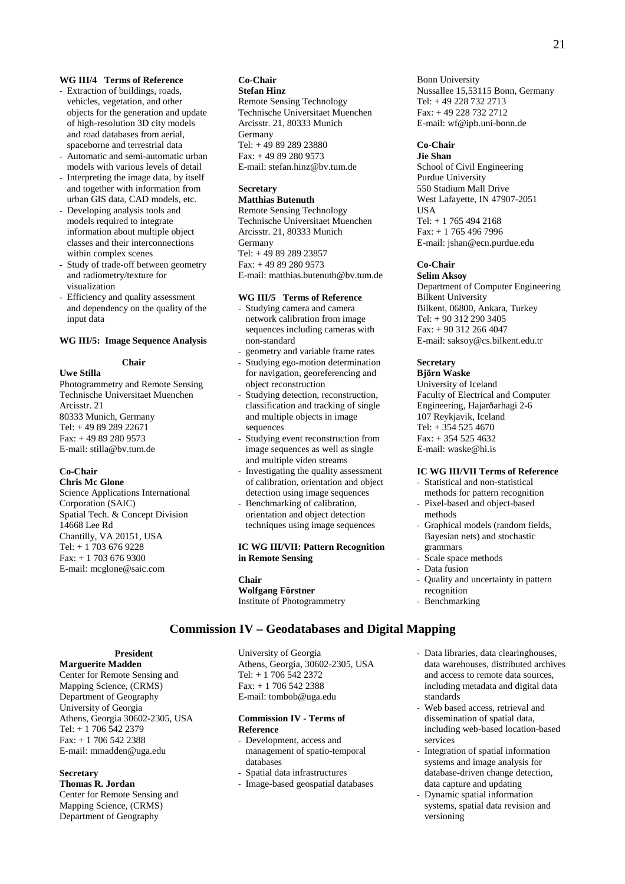**WG III/4 Terms of Reference**

- Extraction of buildings, roads, vehicles, vegetation, and other objects for the generation and update of high-resolution 3D city models and road databases from aerial, spaceborne and terrestrial data
- Automatic and semi-automatic urban models with various levels of detail
- Interpreting the image data, by itself and together with information from urban GIS data, CAD models, etc.
- Developing analysis tools and models required to integrate information about multiple object classes and their interconnections within complex scenes
- Study of trade-off between geometry and radiometry/texture for visualization
- Efficiency and quality assessment and dependency on the quality of the input data

**WG III/5: Image Sequence Analysis**

**Chair**
**Uwe Stilla**
Photogrammetry and Remote Sensing
Technische Universitaet Muenchen
Arcisstr. 21
80333 Munich, Germany
Tel: + 49 89 289 22671
Fax: + 49 89 280 9573
E-mail: stilla@bv.tum.de

**Co-Chair**
**Chris Mc Glone**
Science Applications International Corporation (SAIC)
Spatial Tech. & Concept Division
14668 Lee Rd
Chantilly, VA 20151, USA
Tel: + 1 703 676 9228
Fax: + 1 703 676 9300
E-mail: mcglone@saic.com

**Co-Chair**
**Stefan Hinz**
Remote Sensing Technology
Technische Universitaet Muenchen
Arcisstr. 21, 80333 Munich
Germany
Tel: + 49 89 289 23880
Fax: + 49 89 280 9573
E-mail: stefan.hinz@bv.tum.de

**Secretary**
**Matthias Butenuth**
Remote Sensing Technology
Technische Universitaet Muenchen
Arcisstr. 21, 80333 Munich
Germany
Tel: + 49 89 289 23857
Fax: + 49 89 280 9573
E-mail: matthias.butenuth@bv.tum.de

**WG III/5 Terms of Reference**

- Studying camera and camera network calibration from image sequences including cameras with non-standard
- geometry and variable frame rates
- Studying ego-motion determination for navigation, georeferencing and object reconstruction
- Studying detection, reconstruction, classification and tracking of single and multiple objects in image sequences
- Studying event reconstruction from image sequences as well as single and multiple video streams
- Investigating the quality assessment of calibration, orientation and object detection using image sequences
- Benchmarking of calibration, orientation and object detection techniques using image sequences

**IC WG III/VII: Pattern Recognition in Remote Sensing**

**Chair**
**Wolfgang Förstner**
Institute of Photogrammetry
Bonn University
Nussallee 15,53115 Bonn, Germany
Tel: + 49 228 732 2713
Fax: + 49 228 732 2712
E-mail: wf@ipb.uni-bonn.de

**Co-Chair**
**Jie Shan**
School of Civil Engineering
Purdue University
550 Stadium Mall Drive
West Lafayette, IN 47907-2051
USA
Tel: + 1 765 494 2168
Fax: + 1 765 496 7996
E-mail: jshan@ecn.purdue.edu

**Co-Chair**
**Selim Aksoy**
Department of Computer Engineering
Bilkent University
Bilkent, 06800, Ankara, Turkey
Tel: + 90 312 290 3405
Fax: + 90 312 266 4047
E-mail: saksoy@cs.bilkent.edu.tr

**Secretary**
**Björn Waske**
University of Iceland
Faculty of Electrical and Computer Engineering, Hajarðarhagi 2-6
107 Reykjavik, Iceland
Tel: + 354 525 4670
Fax: + 354 525 4632
E-mail: waske@hi.is

**IC WG III/VII Terms of Reference**

- Statistical and non-statistical methods for pattern recognition
- Pixel-based and object-based methods
- Graphical models (random fields, Bayesian nets) and stochastic grammars
- Scale space methods
- Data fusion
- Quality and uncertainty in pattern recognition
- Benchmarking

## Commission IV – Geodatabases and Digital Mapping

**President**
**Marguerite Madden**
Center for Remote Sensing and Mapping Science, (CRMS)
Department of Geography
University of Georgia
Athens, Georgia 30602-2305, USA
Tel: + 1 706 542 2379
Fax: + 1 706 542 2388
E-mail: mmadden@uga.edu

**Secretary**
**Thomas R. Jordan**
Center for Remote Sensing and Mapping Science, (CRMS)
Department of Geography
University of Georgia
Athens, Georgia, 30602-2305, USA
Tel: + 1 706 542 2372
Fax: + 1 706 542 2388
E-mail: tombob@uga.edu

**Commission IV - Terms of Reference**

- Development, access and management of spatio-temporal databases
- Spatial data infrastructures
- Image-based geospatial databases
- Data libraries, data clearinghouses, data warehouses, distributed archives and access to remote data sources, including metadata and digital data standards
- Web based access, retrieval and dissemination of spatial data, including web-based location-based services
- Integration of spatial information systems and image analysis for database-driven change detection, data capture and updating
- Dynamic spatial information systems, spatial data revision and versioning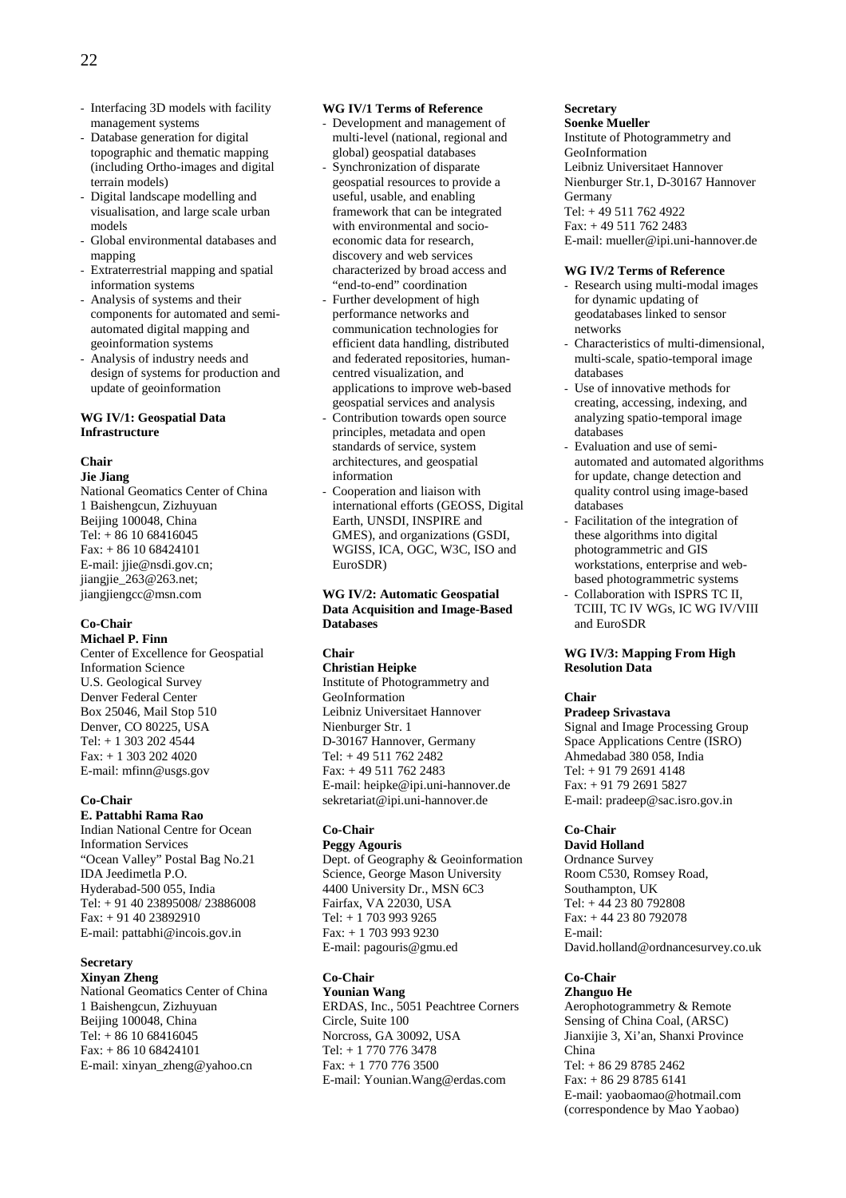- Interfacing 3D models with facility management systems
- Database generation for digital topographic and thematic mapping (including Ortho-images and digital terrain models)
- Digital landscape modelling and visualisation, and large scale urban models
- Global environmental databases and mapping
- Extraterrestrial mapping and spatial information systems
- Analysis of systems and their components for automated and semi-automated digital mapping and geoinformation systems
- Analysis of industry needs and design of systems for production and update of geoinformation

**WG IV/1: Geospatial Data Infrastructure**

**Chair**
**Jie Jiang**
National Geomatics Center of China
1 Baishengcun, Zizhuyuan
Beijing 100048, China
Tel: + 86 10 68416045
Fax: + 86 10 68424101
E-mail: jjie@nsdi.gov.cn; jiangjie_263@263.net; jiangjiengcc@msn.com

**Co-Chair**
**Michael P. Finn**
Center of Excellence for Geospatial Information Science
U.S. Geological Survey
Denver Federal Center
Box 25046, Mail Stop 510
Denver, CO 80225, USA
Tel: + 1 303 202 4544
Fax: + 1 303 202 4020
E-mail: mfinn@usgs.gov

**Co-Chair**
**E. Pattabhi Rama Rao**
Indian National Centre for Ocean Information Services
"Ocean Valley" Postal Bag No.21
IDA Jeedimetla P.O.
Hyderabad-500 055, India
Tel: + 91 40 23895008/ 23886008
Fax: + 91 40 23892910
E-mail: pattabhi@incois.gov.in

**Secretary**
**Xinyan Zheng**
National Geomatics Center of China
1 Baishengcun, Zizhuyuan
Beijing 100048, China
Tel: + 86 10 68416045
Fax: + 86 10 68424101
E-mail: xinyan_zheng@yahoo.cn

**WG IV/1 Terms of Reference**

- Development and management of multi-level (national, regional and global) geospatial databases
- Synchronization of disparate geospatial resources to provide a useful, usable, and enabling framework that can be integrated with environmental and socio-economic data for research, discovery and web services characterized by broad access and "end-to-end" coordination
- Further development of high performance networks and communication technologies for efficient data handling, distributed and federated repositories, human-centred visualization, and applications to improve web-based geospatial services and analysis
- Contribution towards open source principles, metadata and open standards of service, system architectures, and geospatial information
- Cooperation and liaison with international efforts (GEOSS, Digital Earth, UNSDI, INSPIRE and GMES), and organizations (GSDI, WGISS, ICA, OGC, W3C, ISO and EuroSDR)

**WG IV/2: Automatic Geospatial Data Acquisition and Image-Based Databases**

**Chair**
**Christian Heipke**
Institute of Photogrammetry and GeoInformation
Leibniz Universitaet Hannover
Nienburger Str. 1
D-30167 Hannover, Germany
Tel: + 49 511 762 2482
Fax: + 49 511 762 2483
E-mail: heipke@ipi.uni-hannover.de sekretariat@ipi.uni-hannover.de

**Co-Chair**
**Peggy Agouris**
Dept. of Geography & Geoinformation Science, George Mason University
4400 University Dr., MSN 6C3
Fairfax, VA 22030, USA
Tel: + 1 703 993 9265
Fax: + 1 703 993 9230
E-mail: pagouris@gmu.ed

**Co-Chair**
**Younian Wang**
ERDAS, Inc., 5051 Peachtree Corners Circle, Suite 100
Norcross, GA 30092, USA
Tel: + 1 770 776 3478
Fax: + 1 770 776 3500
E-mail: Younian.Wang@erdas.com

**Secretary**
**Soenke Mueller**
Institute of Photogrammetry and GeoInformation
Leibniz Universitaet Hannover
Nienburger Str.1, D-30167 Hannover
Germany
Tel: + 49 511 762 4922
Fax: + 49 511 762 2483
E-mail: mueller@ipi.uni-hannover.de

**WG IV/2 Terms of Reference**

- Research using multi-modal images for dynamic updating of geodatabases linked to sensor networks
- Characteristics of multi-dimensional, multi-scale, spatio-temporal image databases
- Use of innovative methods for creating, accessing, indexing, and analyzing spatio-temporal image databases
- Evaluation and use of semi-automated and automated algorithms for update, change detection and quality control using image-based databases
- Facilitation of the integration of these algorithms into digital photogrammetric and GIS workstations, enterprise and web-based photogrammetric systems
- Collaboration with ISPRS TC II, TCIII, TC IV WGs, IC WG IV/VIII and EuroSDR

**WG IV/3: Mapping From High Resolution Data**

**Chair**
**Pradeep Srivastava**
Signal and Image Processing Group
Space Applications Centre (ISRO)
Ahmedabad 380 058, India
Tel: + 91 79 2691 4148
Fax: + 91 79 2691 5827
E-mail: pradeep@sac.isro.gov.in

**Co-Chair**
**David Holland**
Ordnance Survey
Room C530, Romsey Road,
Southampton, UK
Tel: + 44 23 80 792808
Fax: + 44 23 80 792078
E-mail: David.holland@ordnancesurvey.co.uk

**Co-Chair**
**Zhanguo He**
Aerophotogrammetry & Remote Sensing of China Coal, (ARSC)
Jianxijie 3, Xi'an, Shanxi Province
China
Tel: + 86 29 8785 2462
Fax: + 86 29 8785 6141
E-mail: yaobaomao@hotmail.com
(correspondence by Mao Yaobao)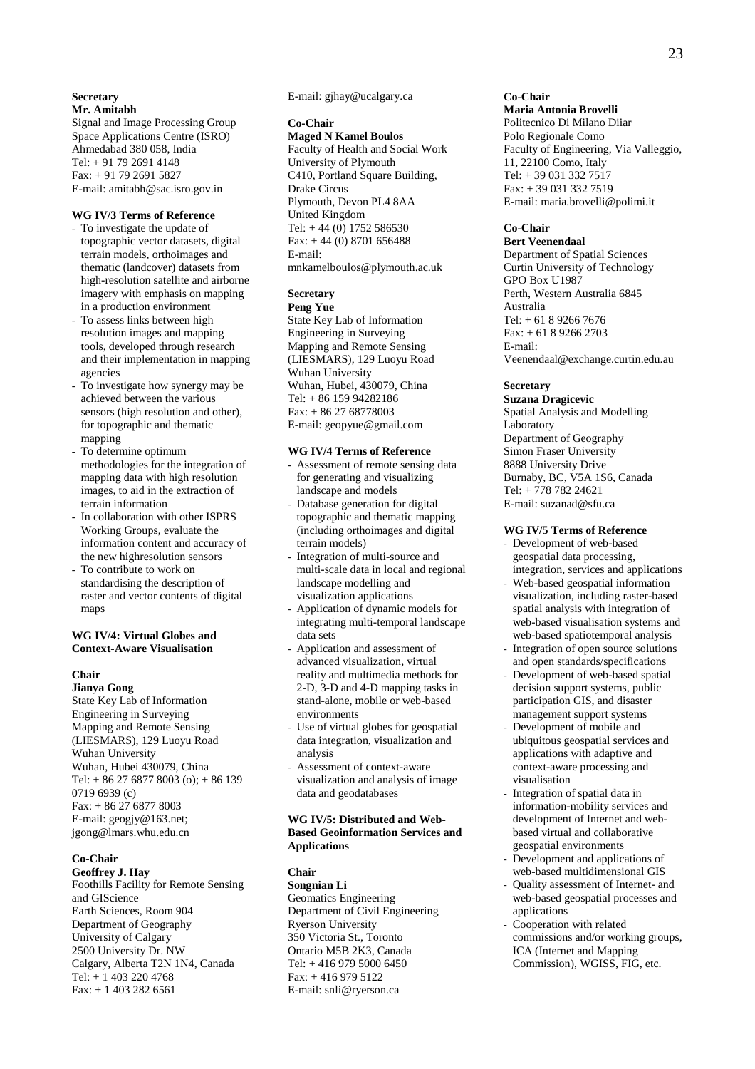**Secretary**
**Mr. Amitabh**
Signal and Image Processing Group
Space Applications Centre (ISRO)
Ahmedabad 380 058, India
Tel: + 91 79 2691 4148
Fax: + 91 79 2691 5827
E-mail: amitabh@sac.isro.gov.in

**WG IV/3 Terms of Reference**

- To investigate the update of topographic vector datasets, digital terrain models, orthoimages and thematic (landcover) datasets from high-resolution satellite and airborne imagery with emphasis on mapping in a production environment
- To assess links between high resolution images and mapping tools, developed through research and their implementation in mapping agencies
- To investigate how synergy may be achieved between the various sensors (high resolution and other), for topographic and thematic mapping
- To determine optimum methodologies for the integration of mapping data with high resolution images, to aid in the extraction of terrain information
- In collaboration with other ISPRS Working Groups, evaluate the information content and accuracy of the new highresolution sensors
- To contribute to work on standardising the description of raster and vector contents of digital maps

**WG IV/4: Virtual Globes and Context-Aware Visualisation**

**Chair**
**Jianya Gong**
State Key Lab of Information Engineering in Surveying Mapping and Remote Sensing (LIESMARS), 129 Luoyu Road
Wuhan University
Wuhan, Hubei 430079, China
Tel: + 86 27 6877 8003 (o); + 86 139 0719 6939 (c)
Fax: + 86 27 6877 8003
E-mail: geogjy@163.net; jgong@lmars.whu.edu.cn

**Co-Chair**
**Geoffrey J. Hay**
Foothills Facility for Remote Sensing and GIScience
Earth Sciences, Room 904
Department of Geography
University of Calgary
2500 University Dr. NW
Calgary, Alberta T2N 1N4, Canada
Tel: + 1 403 220 4768
Fax: + 1 403 282 6561
E-mail: gjhay@ucalgary.ca

**Co-Chair**
**Maged N Kamel Boulos**
Faculty of Health and Social Work
University of Plymouth
C410, Portland Square Building, Drake Circus
Plymouth, Devon PL4 8AA
United Kingdom
Tel: + 44 (0) 1752 586530
Fax: + 44 (0) 8701 656488
E-mail: mnkamelboulos@plymouth.ac.uk

**Secretary**
**Peng Yue**
State Key Lab of Information Engineering in Surveying Mapping and Remote Sensing (LIESMARS), 129 Luoyu Road
Wuhan University
Wuhan, Hubei, 430079, China
Tel: + 86 159 94282186
Fax: + 86 27 68778003
E-mail: geopyue@gmail.com

**WG IV/4 Terms of Reference**

- Assessment of remote sensing data for generating and visualizing landscape and models
- Database generation for digital topographic and thematic mapping (including orthoimages and digital terrain models)
- Integration of multi-source and multi-scale data in local and regional landscape modelling and visualization applications
- Application of dynamic models for integrating multi-temporal landscape data sets
- Application and assessment of advanced visualization, virtual reality and multimedia methods for 2-D, 3-D and 4-D mapping tasks in stand-alone, mobile or web-based environments
- Use of virtual globes for geospatial data integration, visualization and analysis
- Assessment of context-aware visualization and analysis of image data and geodatabases

**WG IV/5: Distributed and Web-Based Geoinformation Services and Applications**

**Chair**
**Songnian Li**
Geomatics Engineering
Department of Civil Engineering
Ryerson University
350 Victoria St., Toronto
Ontario M5B 2K3, Canada
Tel: + 416 979 5000 6450
Fax: + 416 979 5122
E-mail: snli@ryerson.ca

**Co-Chair**
**Maria Antonia Brovelli**
Politecnico Di Milano Diiar
Polo Regionale Como
Faculty of Engineering, Via Valleggio, 11, 22100 Como, Italy
Tel: + 39 031 332 7517
Fax: + 39 031 332 7519
E-mail: maria.brovelli@polimi.it

**Co-Chair**
**Bert Veenendaal**
Department of Spatial Sciences
Curtin University of Technology
GPO Box U1987
Perth, Western Australia 6845
Australia
Tel: + 61 8 9266 7676
Fax: + 61 8 9266 2703
E-mail: Veenendaal@exchange.curtin.edu.au

**Secretary**
**Suzana Dragicevic**
Spatial Analysis and Modelling Laboratory
Department of Geography
Simon Fraser University
8888 University Drive
Burnaby, BC, V5A 1S6, Canada
Tel: + 778 782 24621
E-mail: suzanad@sfu.ca

**WG IV/5 Terms of Reference**

- Development of web-based geospatial data processing, integration, services and applications
- Web-based geospatial information visualization, including raster-based spatial analysis with integration of web-based visualisation systems and web-based spatiotemporal analysis
- Integration of open source solutions and open standards/specifications
- Development of web-based spatial decision support systems, public participation GIS, and disaster management support systems
- Development of mobile and ubiquitous geospatial services and applications with adaptive and context-aware processing and visualisation
- Integration of spatial data in information-mobility services and development of Internet and web-based virtual and collaborative geospatial environments
- Development and applications of web-based multidimensional GIS
- Quality assessment of Internet- and web-based geospatial processes and applications
- Cooperation with related commissions and/or working groups, ICA (Internet and Mapping Commission), WGISS, FIG, etc.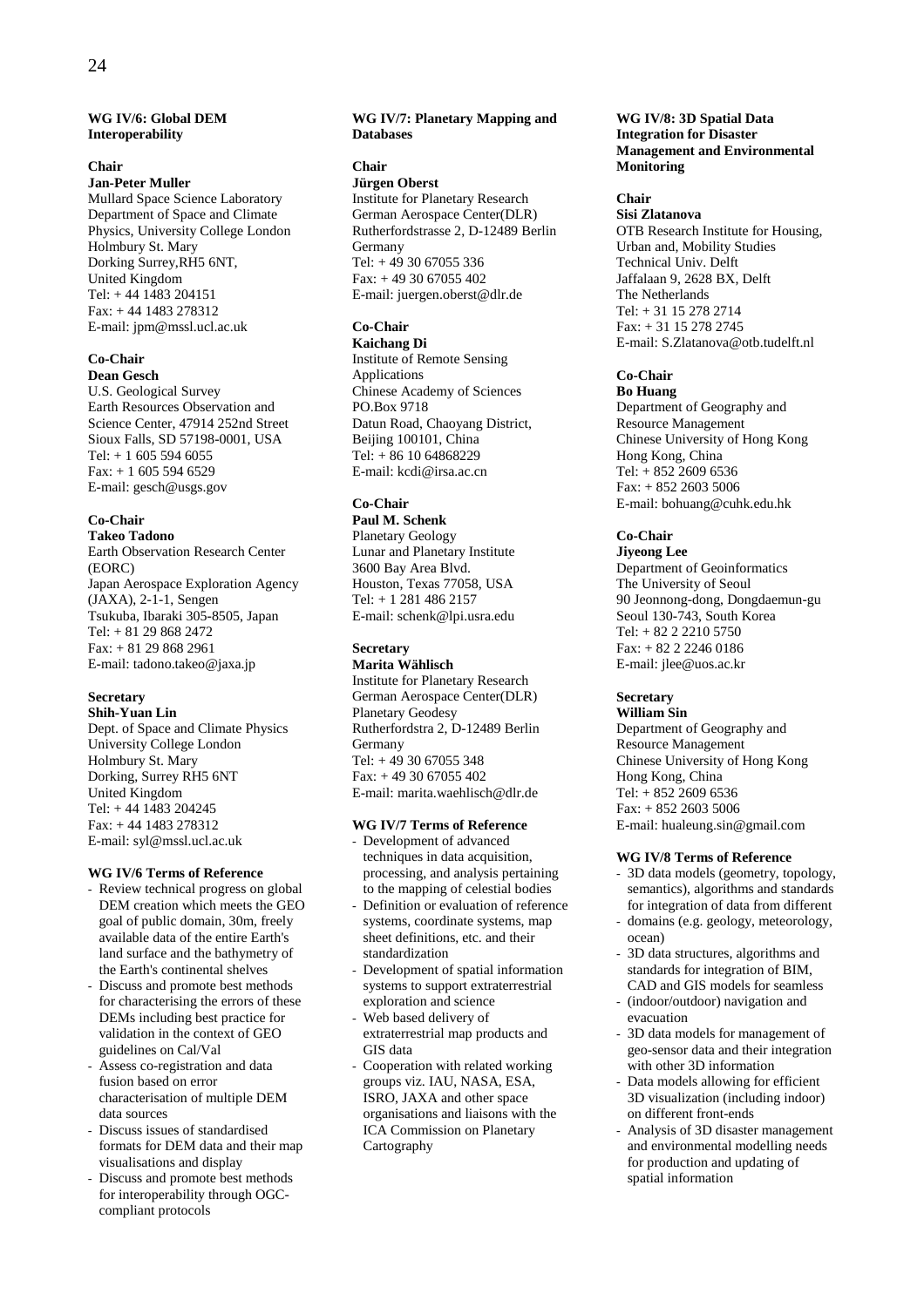## WG IV/6: Global DEM Interoperability

**Chair**
**Jan-Peter Muller**
Mullard Space Science Laboratory
Department of Space and Climate Physics, University College London
Holmbury St. Mary
Dorking Surrey,RH5 6NT,
United Kingdom
Tel: + 44 1483 204151
Fax: + 44 1483 278312
E-mail: jpm@mssl.ucl.ac.uk

**Co-Chair**
**Dean Gesch**
U.S. Geological Survey
Earth Resources Observation and Science Center, 47914 252nd Street
Sioux Falls, SD 57198-0001, USA
Tel: + 1 605 594 6055
Fax: + 1 605 594 6529
E-mail: gesch@usgs.gov

**Co-Chair**
**Takeo Tadono**
Earth Observation Research Center (EORC)
Japan Aerospace Exploration Agency (JAXA), 2-1-1, Sengen
Tsukuba, Ibaraki 305-8505, Japan
Tel: + 81 29 868 2472
Fax: + 81 29 868 2961
E-mail: tadono.takeo@jaxa.jp

**Secretary**
**Shih-Yuan Lin**
Dept. of Space and Climate Physics
University College London
Holmbury St. Mary
Dorking, Surrey RH5 6NT
United Kingdom
Tel: + 44 1483 204245
Fax: + 44 1483 278312
E-mail: syl@mssl.ucl.ac.uk

### WG IV/6 Terms of Reference

- Review technical progress on global DEM creation which meets the GEO goal of public domain, 30m, freely available data of the entire Earth's land surface and the bathymetry of the Earth's continental shelves
- Discuss and promote best methods for characterising the errors of these DEMs including best practice for validation in the context of GEO guidelines on Cal/Val
- Assess co-registration and data fusion based on error characterisation of multiple DEM data sources
- Discuss issues of standardised formats for DEM data and their map visualisations and display
- Discuss and promote best methods for interoperability through OGC-compliant protocols

## WG IV/7: Planetary Mapping and Databases

**Chair**
**Jürgen Oberst**
Institute for Planetary Research
German Aerospace Center(DLR)
Rutherfordstrasse 2, D-12489 Berlin
Germany
Tel: + 49 30 67055 336
Fax: + 49 30 67055 402
E-mail: juergen.oberst@dlr.de

**Co-Chair**
**Kaichang Di**
Institute of Remote Sensing Applications
Chinese Academy of Sciences
PO.Box 9718
Datun Road, Chaoyang District,
Beijing 100101, China
Tel: + 86 10 64868229
E-mail: kcdi@irsa.ac.cn

**Co-Chair**
**Paul M. Schenk**
Planetary Geology
Lunar and Planetary Institute
3600 Bay Area Blvd.
Houston, Texas 77058, USA
Tel: + 1 281 486 2157
E-mail: schenk@lpi.usra.edu

**Secretary**
**Marita Wählisch**
Institute for Planetary Research
German Aerospace Center(DLR)
Planetary Geodesy
Rutherfordstra 2, D-12489 Berlin
Germany
Tel: + 49 30 67055 348
Fax: + 49 30 67055 402
E-mail: marita.waehlisch@dlr.de

### WG IV/7 Terms of Reference

- Development of advanced techniques in data acquisition, processing, and analysis pertaining to the mapping of celestial bodies
- Definition or evaluation of reference systems, coordinate systems, map sheet definitions, etc. and their standardization
- Development of spatial information systems to support extraterrestrial exploration and science
- Web based delivery of extraterrestrial map products and GIS data
- Cooperation with related working groups viz. IAU, NASA, ESA, ISRO, JAXA and other space organisations and liaisons with the ICA Commission on Planetary Cartography

## WG IV/8: 3D Spatial Data Integration for Disaster Management and Environmental Monitoring

**Chair**
**Sisi Zlatanova**
OTB Research Institute for Housing, Urban and, Mobility Studies
Technical Univ. Delft
Jaffalaan 9, 2628 BX, Delft
The Netherlands
Tel: + 31 15 278 2714
Fax: + 31 15 278 2745
E-mail: S.Zlatanova@otb.tudelft.nl

**Co-Chair**
**Bo Huang**
Department of Geography and Resource Management
Chinese University of Hong Kong
Hong Kong, China
Tel: + 852 2609 6536
Fax: + 852 2603 5006
E-mail: bohuang@cuhk.edu.hk

**Co-Chair**
**Jiyeong Lee**
Department of Geoinformatics
The University of Seoul
90 Jeonnong-dong, Dongdaemun-gu
Seoul 130-743, South Korea
Tel: + 82 2 2210 5750
Fax: + 82 2 2246 0186
E-mail: jlee@uos.ac.kr

**Secretary**
**William Sin**
Department of Geography and Resource Management
Chinese University of Hong Kong
Hong Kong, China
Tel: + 852 2609 6536
Fax: + 852 2603 5006
E-mail: hualeung.sin@gmail.com

### WG IV/8 Terms of Reference

- 3D data models (geometry, topology, semantics), algorithms and standards for integration of data from different
- domains (e.g. geology, meteorology, ocean)
- 3D data structures, algorithms and standards for integration of BIM, CAD and GIS models for seamless
- (indoor/outdoor) navigation and evacuation
- 3D data models for management of geo-sensor data and their integration with other 3D information
- Data models allowing for efficient 3D visualization (including indoor) on different front-ends
- Analysis of 3D disaster management and environmental modelling needs for production and updating of spatial information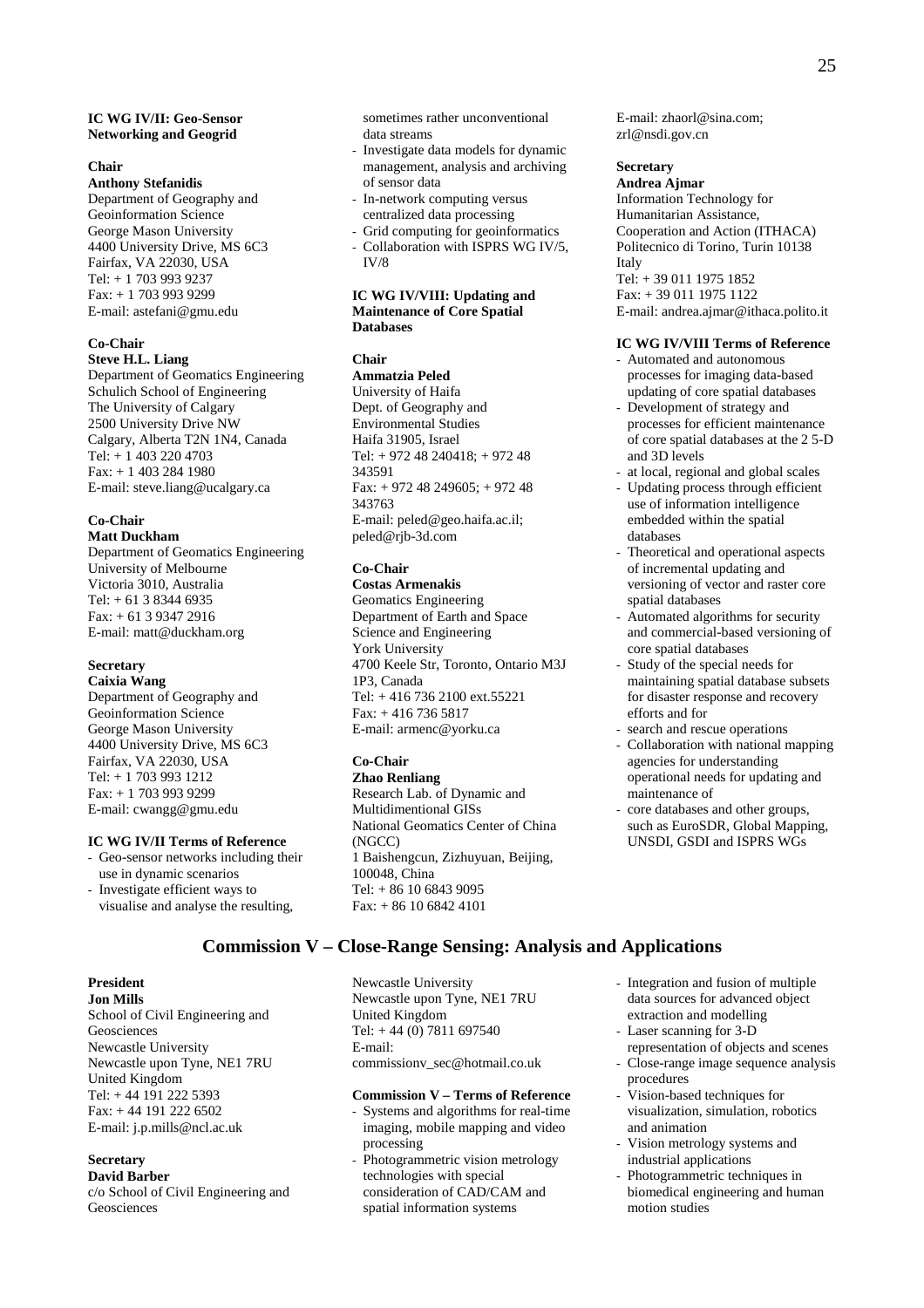### IC WG IV/II: Geo-Sensor Networking and Geogrid

**Chair**
**Anthony Stefanidis**
Department of Geography and Geoinformation Science
George Mason University
4400 University Drive, MS 6C3
Fairfax, VA 22030, USA
Tel: + 1 703 993 9237
Fax: + 1 703 993 9299
E-mail: astefani@gmu.edu

**Co-Chair**
**Steve H.L. Liang**
Department of Geomatics Engineering
Schulich School of Engineering
The University of Calgary
2500 University Drive NW
Calgary, Alberta T2N 1N4, Canada
Tel: + 1 403 220 4703
Fax: + 1 403 284 1980
E-mail: steve.liang@ucalgary.ca

**Co-Chair**
**Matt Duckham**
Department of Geomatics Engineering
University of Melbourne
Victoria 3010, Australia
Tel: + 61 3 8344 6935
Fax: + 61 3 9347 2916
E-mail: matt@duckham.org

**Secretary**
**Caixia Wang**
Department of Geography and Geoinformation Science
George Mason University
4400 University Drive, MS 6C3
Fairfax, VA 22030, USA
Tel: + 1 703 993 1212
Fax: + 1 703 993 9299
E-mail: cwangg@gmu.edu

**IC WG IV/II Terms of Reference**
- Geo-sensor networks including their use in dynamic scenarios
- Investigate efficient ways to visualise and analyse the resulting, sometimes rather unconventional data streams
- Investigate data models for dynamic management, analysis and archiving of sensor data
- In-network computing versus centralized data processing
- Grid computing for geoinformatics
- Collaboration with ISPRS WG IV/5, IV/8

### IC WG IV/VIII: Updating and Maintenance of Core Spatial Databases

**Chair**
**Ammatzia Peled**
University of Haifa
Dept. of Geography and Environmental Studies
Haifa 31905, Israel
Tel: + 972 48 240418; + 972 48 343591
Fax: + 972 48 249605; + 972 48 343763
E-mail: peled@geo.haifa.ac.il; peled@rjb-3d.com

**Co-Chair**
**Costas Armenakis**
Geomatics Engineering
Department of Earth and Space Science and Engineering
York University
4700 Keele Str, Toronto, Ontario M3J 1P3, Canada
Tel: + 416 736 2100 ext.55221
Fax: + 416 736 5817
E-mail: armenc@yorku.ca

**Co-Chair**
**Zhao Renliang**
Research Lab. of Dynamic and Multidimentional GISs
National Geomatics Center of China (NGCC)
1 Baishengcun, Zizhuyuan, Beijing, 100048, China
Tel: + 86 10 6843 9095
Fax: + 86 10 6842 4101
E-mail: zhaorl@sina.com; zrl@nsdi.gov.cn

**Secretary**
**Andrea Ajmar**
Information Technology for Humanitarian Assistance, Cooperation and Action (ITHACA)
Politecnico di Torino, Turin 10138
Italy
Tel: + 39 011 1975 1852
Fax: + 39 011 1975 1122
E-mail: andrea.ajmar@ithaca.polito.it

**IC WG IV/VIII Terms of Reference**
- Automated and autonomous processes for imaging data-based updating of core spatial databases
- Development of strategy and processes for efficient maintenance of core spatial databases at the 2 5-D and 3D levels
- at local, regional and global scales
- Updating process through efficient use of information intelligence embedded within the spatial databases
- Theoretical and operational aspects of incremental updating and versioning of vector and raster core spatial databases
- Automated algorithms for security and commercial-based versioning of core spatial databases
- Study of the special needs for maintaining spatial database subsets for disaster response and recovery efforts and for
- search and rescue operations
- Collaboration with national mapping agencies for understanding operational needs for updating and maintenance of
- core databases and other groups, such as EuroSDR, Global Mapping, UNSDI, GSDI and ISPRS WGs

## Commission V – Close-Range Sensing: Analysis and Applications

**President**
**Jon Mills**
School of Civil Engineering and Geosciences
Newcastle University
Newcastle upon Tyne, NE1 7RU
United Kingdom
Tel: + 44 191 222 5393
Fax: + 44 191 222 6502
E-mail: j.p.mills@ncl.ac.uk

**Secretary**
**David Barber**
c/o School of Civil Engineering and Geosciences
Newcastle University
Newcastle upon Tyne, NE1 7RU
United Kingdom
Tel: + 44 (0) 7811 697540
E-mail: commissionv_sec@hotmail.co.uk

**Commission V – Terms of Reference**
- Systems and algorithms for real-time imaging, mobile mapping and video processing
- Photogrammetric vision metrology technologies with special consideration of CAD/CAM and spatial information systems
- Integration and fusion of multiple data sources for advanced object extraction and modelling
- Laser scanning for 3-D representation of objects and scenes
- Close-range image sequence analysis procedures
- Vision-based techniques for visualization, simulation, robotics and animation
- Vision metrology systems and industrial applications
- Photogrammetric techniques in biomedical engineering and human motion studies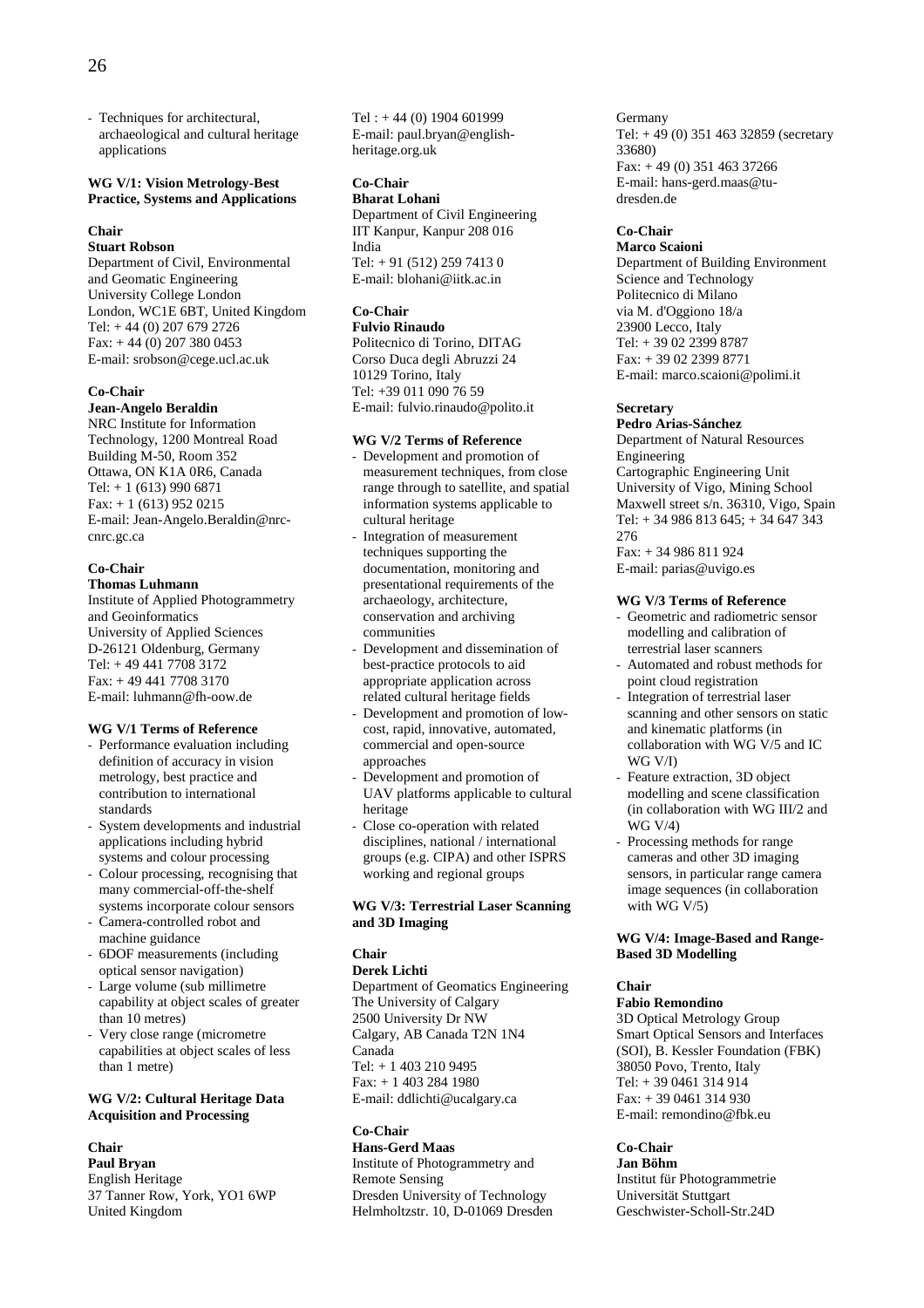- Techniques for architectural, archaeological and cultural heritage applications

#### WG V/1: Vision Metrology-Best Practice, Systems and Applications

**Chair**
**Stuart Robson**
Department of Civil, Environmental and Geomatic Engineering
University College London
London, WC1E 6BT, United Kingdom
Tel: + 44 (0) 207 679 2726
Fax: + 44 (0) 207 380 0453
E-mail: srobson@cege.ucl.ac.uk

**Co-Chair**
**Jean-Angelo Beraldin**
NRC Institute for Information Technology, 1200 Montreal Road
Building M-50, Room 352
Ottawa, ON K1A 0R6, Canada
Tel: + 1 (613) 990 6871
Fax: + 1 (613) 952 0215
E-mail: Jean-Angelo.Beraldin@nrc-cnrc.gc.ca

**Co-Chair**
**Thomas Luhmann**
Institute of Applied Photogrammetry and Geoinformatics
University of Applied Sciences
D-26121 Oldenburg, Germany
Tel: + 49 441 7708 3172
Fax: + 49 441 7708 3170
E-mail: luhmann@fh-oow.de

#### WG V/1 Terms of Reference

- Performance evaluation including definition of accuracy in vision metrology, best practice and contribution to international standards
- System developments and industrial applications including hybrid systems and colour processing
- Colour processing, recognising that many commercial-off-the-shelf systems incorporate colour sensors
- Camera-controlled robot and machine guidance
- 6DOF measurements (including optical sensor navigation)
- Large volume (sub millimetre capability at object scales of greater than 10 metres)
- Very close range (micrometre capabilities at object scales of less than 1 metre)

#### WG V/2: Cultural Heritage Data Acquisition and Processing

**Chair**
**Paul Bryan**
English Heritage
37 Tanner Row, York, YO1 6WP
United Kingdom
Tel : + 44 (0) 1904 601999
E-mail: paul.bryan@english-heritage.org.uk

**Co-Chair**
**Bharat Lohani**
Department of Civil Engineering
IIT Kanpur, Kanpur 208 016
India
Tel: + 91 (512) 259 7413 0
E-mail: blohani@iitk.ac.in

**Co-Chair**
**Fulvio Rinaudo**
Politecnico di Torino, DITAG
Corso Duca degli Abruzzi 24
10129 Torino, Italy
Tel: +39 011 090 76 59
E-mail: fulvio.rinaudo@polito.it

#### WG V/2 Terms of Reference

- Development and promotion of measurement techniques, from close range through to satellite, and spatial information systems applicable to cultural heritage
- Integration of measurement techniques supporting the documentation, monitoring and presentational requirements of the archaeology, architecture, conservation and archiving communities
- Development and dissemination of best-practice protocols to aid appropriate application across related cultural heritage fields
- Development and promotion of low-cost, rapid, innovative, automated, commercial and open-source approaches
- Development and promotion of UAV platforms applicable to cultural heritage
- Close co-operation with related disciplines, national / international groups (e.g. CIPA) and other ISPRS working and regional groups

#### WG V/3: Terrestrial Laser Scanning and 3D Imaging

**Chair**
**Derek Lichti**
Department of Geomatics Engineering
The University of Calgary
2500 University Dr NW
Calgary, AB Canada T2N 1N4
Canada
Tel: + 1 403 210 9495
Fax: + 1 403 284 1980
E-mail: ddlichti@ucalgary.ca

**Co-Chair**
**Hans-Gerd Maas**
Institute of Photogrammetry and Remote Sensing
Dresden University of Technology
Helmholtzstr. 10, D-01069 Dresden
Germany
Tel: + 49 (0) 351 463 32859 (secretary 33680)
Fax: + 49 (0) 351 463 37266
E-mail: hans-gerd.maas@tu-dresden.de

**Co-Chair**
**Marco Scaioni**
Department of Building Environment Science and Technology
Politecnico di Milano
via M. d'Oggiono 18/a
23900 Lecco, Italy
Tel: + 39 02 2399 8787
Fax: + 39 02 2399 8771
E-mail: marco.scaioni@polimi.it

**Secretary**
**Pedro Arias-Sánchez**
Department of Natural Resources Engineering
Cartographic Engineering Unit
University of Vigo, Mining School
Maxwell street s/n. 36310, Vigo, Spain
Tel: + 34 986 813 645; + 34 647 343 276
Fax: + 34 986 811 924
E-mail: parias@uvigo.es

#### WG V/3 Terms of Reference

- Geometric and radiometric sensor modelling and calibration of terrestrial laser scanners
- Automated and robust methods for point cloud registration
- Integration of terrestrial laser scanning and other sensors on static and kinematic platforms (in collaboration with WG V/5 and IC WG V/I)
- Feature extraction, 3D object modelling and scene classification (in collaboration with WG III/2 and WG V/4)
- Processing methods for range cameras and other 3D imaging sensors, in particular range camera image sequences (in collaboration with WG V/5)

#### WG V/4: Image-Based and Range-Based 3D Modelling

**Chair**
**Fabio Remondino**
3D Optical Metrology Group
Smart Optical Sensors and Interfaces (SOI), B. Kessler Foundation (FBK)
38050 Povo, Trento, Italy
Tel: + 39 0461 314 914
Fax: + 39 0461 314 930
E-mail: remondino@fbk.eu

**Co-Chair**
**Jan Böhm**
Institut für Photogrammetrie
Universität Stuttgart
Geschwister-Scholl-Str.24D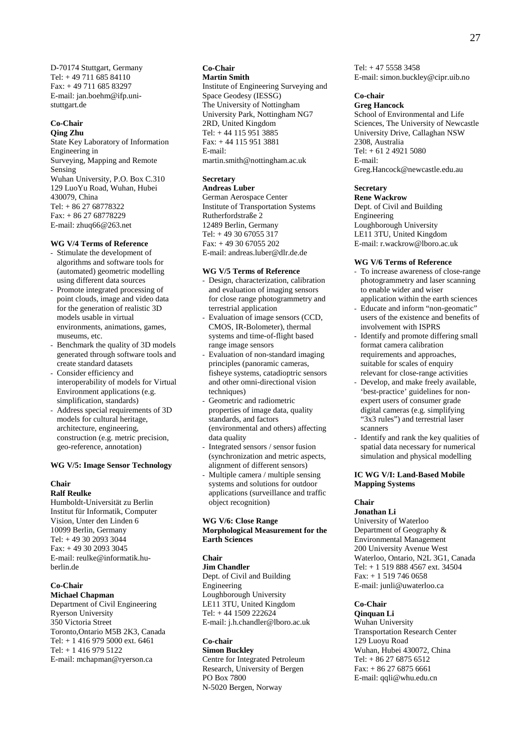D-70174 Stuttgart, Germany
Tel: + 49 711 685 84110
Fax: + 49 711 685 83297
E-mail: jan.boehm@ifp.uni-stuttgart.de

**Co-Chair**
**Qing Zhu**
State Key Laboratory of Information Engineering in
Surveying, Mapping and Remote Sensing
Wuhan University, P.O. Box C.310
129 LuoYu Road, Wuhan, Hubei 430079, China
Tel: + 86 27 68778322
Fax: + 86 27 68778229
E-mail: zhuq66@263.net

**WG V/4 Terms of Reference**

- Stimulate the development of algorithms and software tools for (automated) geometric modelling using different data sources
- Promote integrated processing of point clouds, image and video data for the generation of realistic 3D models usable in virtual environments, animations, games, museums, etc.
- Benchmark the quality of 3D models generated through software tools and create standard datasets
- Consider efficiency and interoperability of models for Virtual Environment applications (e.g. simplification, standards)
- Address special requirements of 3D models for cultural heritage, architecture, engineering, construction (e.g. metric precision, geo-reference, annotation)

**WG V/5: Image Sensor Technology**

**Chair**
**Ralf Reulke**
Humboldt-Universität zu Berlin
Institut für Informatik, Computer Vision, Unter den Linden 6
10099 Berlin, Germany
Tel: + 49 30 2093 3044
Fax: + 49 30 2093 3045
E-mail: reulke@informatik.hu-berlin.de

**Co-Chair**
**Michael Chapman**
Department of Civil Engineering
Ryerson University
350 Victoria Street
Toronto,Ontario M5B 2K3, Canada
Tel: + 1 416 979 5000 ext. 6461
Tel: + 1 416 979 5122
E-mail: mchapman@ryerson.ca

**Co-Chair**
**Martin Smith**
Institute of Engineering Surveying and Space Geodesy (IESSG)
The University of Nottingham
University Park, Nottingham NG7 2RD, United Kingdom
Tel: + 44 115 951 3885
Fax: + 44 115 951 3881
E-mail: martin.smith@nottingham.ac.uk

**Secretary**
**Andreas Luber**
German Aerospace Center
Institute of Transportation Systems
Rutherfordstraße 2
12489 Berlin, Germany
Tel: + 49 30 67055 317
Fax: + 49 30 67055 202
E-mail: andreas.luber@dlr.de.de

**WG V/5 Terms of Reference**

- Design, characterization, calibration and evaluation of imaging sensors for close range photogrammetry and terrestrial application
- Evaluation of image sensors (CCD, CMOS, IR-Bolometer), thermal systems and time-of-flight based range image sensors
- Evaluation of non-standard imaging principles (panoramic cameras, fisheye systems, catadioptric sensors and other omni-directional vision techniques)
- Geometric and radiometric properties of image data, quality standards, and factors (environmental and others) affecting data quality
- Integrated sensors / sensor fusion (synchronization and metric aspects, alignment of different sensors)
- Multiple camera / multiple sensing systems and solutions for outdoor applications (surveillance and traffic object recognition)

**WG V/6: Close Range Morphological Measurement for the Earth Sciences**

**Chair**
**Jim Chandler**
Dept. of Civil and Building Engineering
Loughborough University
LE11 3TU, United Kingdom
Tel: + 44 1509 222624
E-mail: j.h.chandler@lboro.ac.uk

**Co-chair**
**Simon Buckley**
Centre for Integrated Petroleum Research, University of Bergen
PO Box 7800
N-5020 Bergen, Norway
Tel: + 47 5558 3458
E-mail: simon.buckley@cipr.uib.no

**Co-chair**
**Greg Hancock**
School of Environmental and Life Sciences, The University of Newcastle
University Drive, Callaghan NSW 2308, Australia
Tel: + 61 2 4921 5080
E-mail: Greg.Hancock@newcastle.edu.au

**Secretary**
**Rene Wackrow**
Dept. of Civil and Building Engineering
Loughborough University
LE11 3TU, United Kingdom
E-mail: r.wackrow@lboro.ac.uk

**WG V/6 Terms of Reference**

- To increase awareness of close-range photogrammetry and laser scanning to enable wider and wiser application within the earth sciences
- Educate and inform "non-geomatic" users of the existence and benefits of involvement with ISPRS
- Identify and promote differing small format camera calibration requirements and approaches, suitable for scales of enquiry relevant for close-range activities
- Develop, and make freely available, 'best-practice' guidelines for non-expert users of consumer grade digital cameras (e.g. simplifying "3x3 rules") and terrestrial laser scanners
- Identify and rank the key qualities of spatial data necessary for numerical simulation and physical modelling

**IC WG V/I: Land-Based Mobile Mapping Systems**

**Chair**
**Jonathan Li**
University of Waterloo
Department of Geography & Environmental Management
200 University Avenue West
Waterloo, Ontario, N2L 3G1, Canada
Tel: + 1 519 888 4567 ext. 34504
Fax: + 1 519 746 0658
E-mail: junli@uwaterloo.ca

**Co-Chair**
**Qinquan Li**
Wuhan University
Transportation Research Center
129 Luoyu Road
Wuhan, Hubei 430072, China
Tel: + 86 27 6875 6512
Fax: + 86 27 6875 6661
E-mail: qqli@whu.edu.cn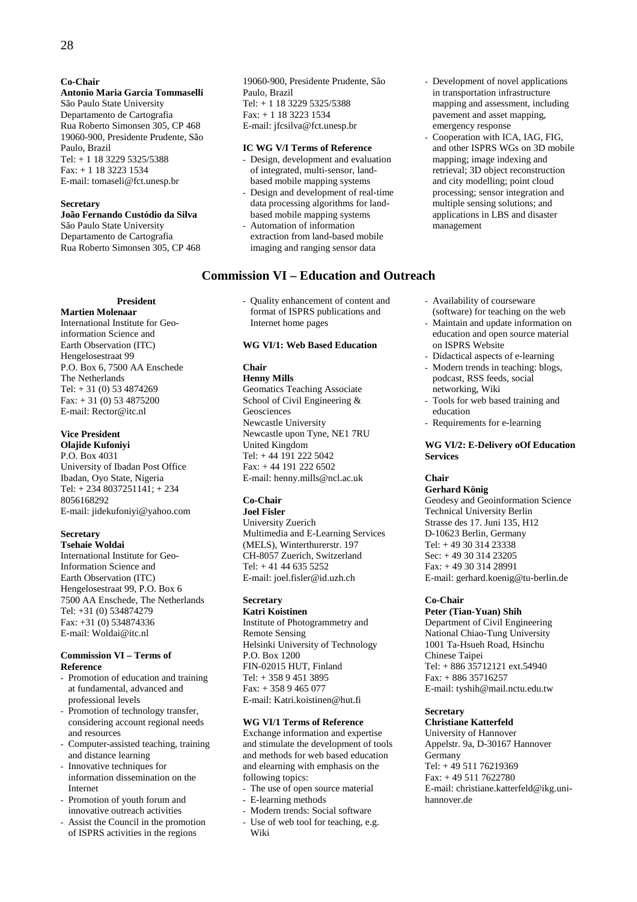**Co-Chair**
**Antonio Maria Garcia Tommaselli**
São Paulo State University
Departamento de Cartografia
Rua Roberto Simonsen 305, CP 468
19060-900, Presidente Prudente, São Paulo, Brazil
Tel: + 1 18 3229 5325/5388
Fax: + 1 18 3223 1534
E-mail: tomaseli@fct.unesp.br

**Secretary**
**João Fernando Custódio da Silva**
São Paulo State University
Departamento de Cartografia
Rua Roberto Simonsen 305, CP 468
19060-900, Presidente Prudente, São Paulo, Brazil
Tel: + 1 18 3229 5325/5388
Fax: + 1 18 3223 1534
E-mail: jfcsilva@fct.unesp.br

**IC WG V/I Terms of Reference**

- Design, development and evaluation of integrated, multi-sensor, land-based mobile mapping systems
- Design and development of real-time data processing algorithms for land-based mobile mapping systems
- Automation of information extraction from land-based mobile imaging and ranging sensor data
- Development of novel applications in transportation infrastructure mapping and assessment, including pavement and asset mapping, emergency response
- Cooperation with ICA, IAG, FIG, and other ISPRS WGs on 3D mobile mapping; image indexing and retrieval; 3D object reconstruction and city modelling; point cloud processing; sensor integration and multiple sensing solutions; and applications in LBS and disaster management

## Commission VI – Education and Outreach

**President**
**Martien Molenaar**
International Institute for Geo-information Science and Earth Observation (ITC)
Hengelosestraat 99
P.O. Box 6, 7500 AA Enschede
The Netherlands
Tel: + 31 (0) 53 4874269
Fax: + 31 (0) 53 4875200
E-mail: Rector@itc.nl

**Vice President**
**Olajide Kufoniyi**
P.O. Box 4031
University of Ibadan Post Office
Ibadan, Oyo State, Nigeria
Tel: + 234 8037251141; + 234 8056168292
E-mail: jidekufoniyi@yahoo.com

**Secretary**
**Tsehaie Woldai**
International Institute for Geo-Information Science and Earth Observation (ITC)
Hengelosestraat 99, P.O. Box 6
7500 AA Enschede, The Netherlands
Tel: +31 (0) 534874279
Fax: +31 (0) 534874336
E-mail: Woldai@itc.nl

**Commission VI – Terms of Reference**

- Promotion of education and training at fundamental, advanced and professional levels
- Promotion of technology transfer, considering account regional needs and resources
- Computer-assisted teaching, training and distance learning
- Innovative techniques for information dissemination on the Internet
- Promotion of youth forum and innovative outreach activities
- Assist the Council in the promotion of ISPRS activities in the regions
- Quality enhancement of content and format of ISPRS publications and Internet home pages

**WG VI/1: Web Based Education**

**Chair**
**Henny Mills**
Geomatics Teaching Associate
School of Civil Engineering & Geosciences
Newcastle University
Newcastle upon Tyne, NE1 7RU
United Kingdom
Tel: + 44 191 222 5042
Fax: + 44 191 222 6502
E-mail: henny.mills@ncl.ac.uk

**Co-Chair**
**Joel Fisler**
University Zuerich
Multimedia and E-Learning Services (MELS), Winterthurerstr. 197
CH-8057 Zuerich, Switzerland
Tel: + 41 44 635 5252
E-mail: joel.fisler@id.uzh.ch

**Secretary**
**Katri Koistinen**
Institute of Photogrammetry and Remote Sensing
Helsinki University of Technology
P.O. Box 1200
FIN-02015 HUT, Finland
Tel: + 358 9 451 3895
Fax: + 358 9 465 077
E-mail: Katri.koistinen@hut.fi

**WG VI/1 Terms of Reference**

Exchange information and expertise and stimulate the development of tools and methods for web based education and elearning with emphasis on the following topics:

- The use of open source material
- E-learning methods
- Modern trends: Social software
- Use of web tool for teaching, e.g. Wiki
- Availability of courseware (software) for teaching on the web
- Maintain and update information on education and open source material on ISPRS Website
- Didactical aspects of e-learning
- Modern trends in teaching: blogs, podcast, RSS feeds, social networking, Wiki
- Tools for web based training and education
- Requirements for e-learning

**WG VI/2: E-Delivery oOf Education Services**

**Chair**
**Gerhard König**
Geodesy and Geoinformation Science
Technical University Berlin
Strasse des 17. Juni 135, H12
D-10623 Berlin, Germany
Tel: + 49 30 314 23338
Sec: + 49 30 314 23205
Fax: + 49 30 314 28991
E-mail: gerhard.koenig@tu-berlin.de

**Co-Chair**
**Peter (Tian-Yuan) Shih**
Department of Civil Engineering
National Chiao-Tung University
1001 Ta-Hsueh Road, Hsinchu
Chinese Taipei
Tel: + 886 35712121 ext.54940
Fax: + 886 35716257
E-mail: tyshih@mail.nctu.edu.tw

**Secretary**
**Christiane Katterfeld**
University of Hannover
Appelstr. 9a, D-30167 Hannover
Germany
Tel: + 49 511 76219369
Fax: + 49 511 7622780
E-mail: christiane.katterfeld@ikg.uni-hannover.de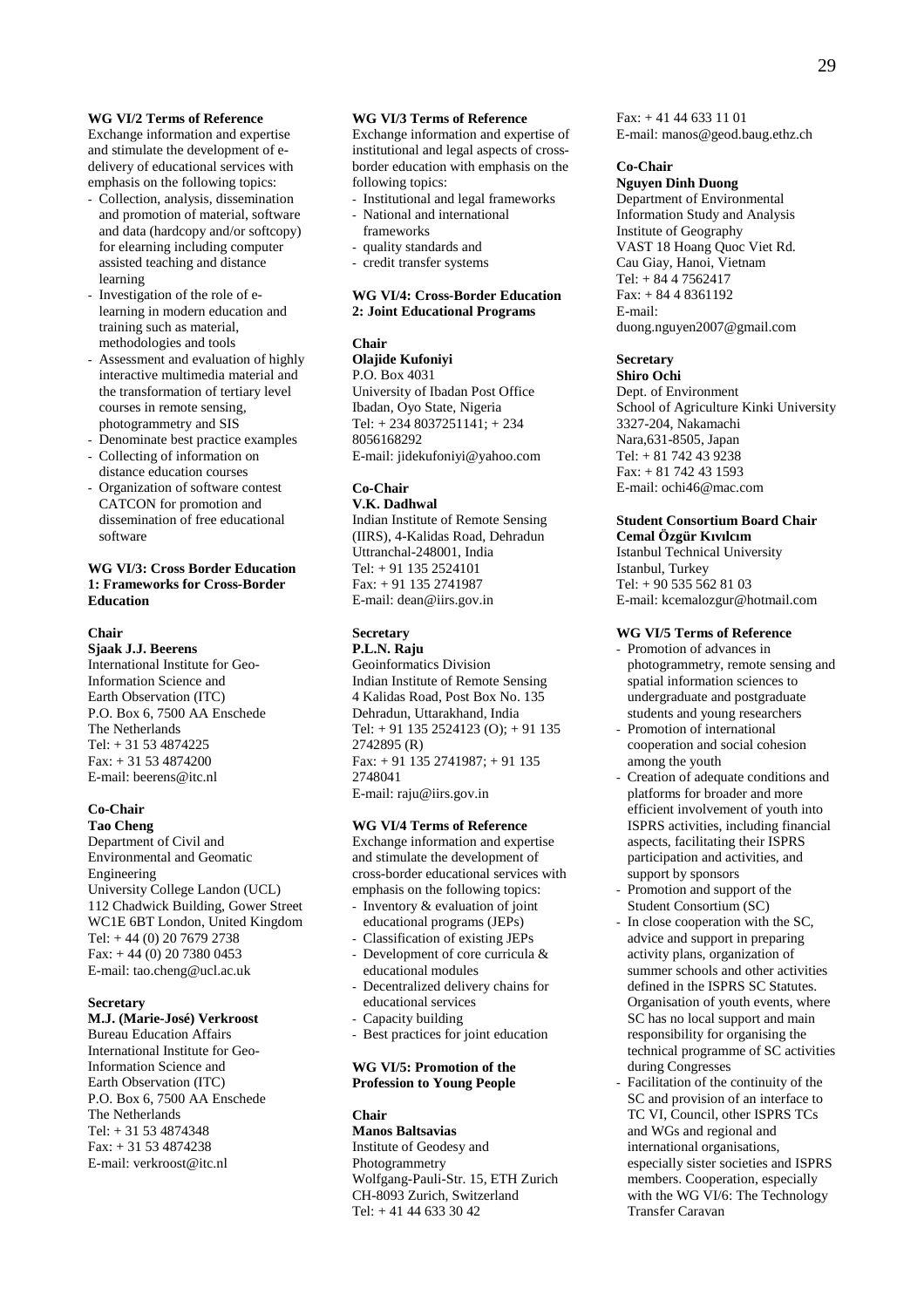#### WG VI/2 Terms of Reference

Exchange information and expertise and stimulate the development of e-delivery of educational services with emphasis on the following topics:

- Collection, analysis, dissemination and promotion of material, software and data (hardcopy and/or softcopy) for elearning including computer assisted teaching and distance learning
- Investigation of the role of e-learning in modern education and training such as material, methodologies and tools
- Assessment and evaluation of highly interactive multimedia material and the transformation of tertiary level courses in remote sensing, photogrammetry and SIS
- Denominate best practice examples
- Collecting of information on distance education courses
- Organization of software contest CATCON for promotion and dissemination of free educational software

### WG VI/3: Cross Border Education 1: Frameworks for Cross-Border Education

**Chair**
**Sjaak J.J. Beerens**
International Institute for Geo-Information Science and Earth Observation (ITC)
P.O. Box 6, 7500 AA Enschede
The Netherlands
Tel: + 31 53 4874225
Fax: + 31 53 4874200
E-mail: beerens@itc.nl

**Co-Chair**
**Tao Cheng**
Department of Civil and Environmental and Geomatic Engineering
University College Landon (UCL)
112 Chadwick Building, Gower Street
WC1E 6BT London, United Kingdom
Tel: + 44 (0) 20 7679 2738
Fax: + 44 (0) 20 7380 0453
E-mail: tao.cheng@ucl.ac.uk

**Secretary**
**M.J. (Marie-José) Verkroost**
Bureau Education Affairs
International Institute for Geo-Information Science and Earth Observation (ITC)
P.O. Box 6, 7500 AA Enschede
The Netherlands
Tel: + 31 53 4874348
Fax: + 31 53 4874238
E-mail: verkroost@itc.nl

#### WG VI/3 Terms of Reference

Exchange information and expertise of institutional and legal aspects of cross-border education with emphasis on the following topics:

- Institutional and legal frameworks
- National and international frameworks
- quality standards and
- credit transfer systems

### WG VI/4: Cross-Border Education 2: Joint Educational Programs

**Chair**
**Olajide Kufoniyi**
P.O. Box 4031
University of Ibadan Post Office
Ibadan, Oyo State, Nigeria
Tel: + 234 8037251141; + 234 8056168292
E-mail: jidekufoniyi@yahoo.com

**Co-Chair**
**V.K. Dadhwal**
Indian Institute of Remote Sensing (IIRS), 4-Kalidas Road, Dehradun
Uttranchal-248001, India
Tel: + 91 135 2524101
Fax: + 91 135 2741987
E-mail: dean@iirs.gov.in

**Secretary**
**P.L.N. Raju**
Geoinformatics Division
Indian Institute of Remote Sensing
4 Kalidas Road, Post Box No. 135
Dehradun, Uttarakhand, India
Tel: + 91 135 2524123 (O); + 91 135 2742895 (R)
Fax: + 91 135 2741987; + 91 135 2748041
E-mail: raju@iirs.gov.in

#### WG VI/4 Terms of Reference

Exchange information and expertise and stimulate the development of cross-border educational services with emphasis on the following topics:

- Inventory & evaluation of joint educational programs (JEPs)
- Classification of existing JEPs
- Development of core curricula & educational modules
- Decentralized delivery chains for educational services
- Capacity building
- Best practices for joint education

### WG VI/5: Promotion of the Profession to Young People

**Chair**
**Manos Baltsavias**
Institute of Geodesy and Photogrammetry
Wolfgang-Pauli-Str. 15, ETH Zurich
CH-8093 Zurich, Switzerland
Tel: + 41 44 633 30 42
Fax: + 41 44 633 11 01
E-mail: manos@geod.baug.ethz.ch

**Co-Chair**
**Nguyen Dinh Duong**
Department of Environmental Information Study and Analysis
Institute of Geography
VAST 18 Hoang Quoc Viet Rd.
Cau Giay, Hanoi, Vietnam
Tel: + 84 4 7562417
Fax: + 84 4 8361192
E-mail: duong.nguyen2007@gmail.com

**Secretary**
**Shiro Ochi**
Dept. of Environment
School of Agriculture Kinki University
3327-204, Nakamachi
Nara,631-8505, Japan
Tel: + 81 742 43 9238
Fax: + 81 742 43 1593
E-mail: ochi46@mac.com

**Student Consortium Board Chair**
**Cemal Özgür Kıvılcım**
Istanbul Technical University
Istanbul, Turkey
Tel: + 90 535 562 81 03
E-mail: kcemalozgur@hotmail.com

#### WG VI/5 Terms of Reference

- Promotion of advances in photogrammetry, remote sensing and spatial information sciences to undergraduate and postgraduate students and young researchers
- Promotion of international cooperation and social cohesion among the youth
- Creation of adequate conditions and platforms for broader and more efficient involvement of youth into ISPRS activities, including financial aspects, facilitating their ISPRS participation and activities, and support by sponsors
- Promotion and support of the Student Consortium (SC)
- In close cooperation with the SC, advice and support in preparing activity plans, organization of summer schools and other activities defined in the ISPRS SC Statutes. Organisation of youth events, where SC has no local support and main responsibility for organising the technical programme of SC activities during Congresses
- Facilitation of the continuity of the SC and provision of an interface to TC VI, Council, other ISPRS TCs and WGs and regional and international organisations, especially sister societies and ISPRS members. Cooperation, especially with the WG VI/6: The Technology Transfer Caravan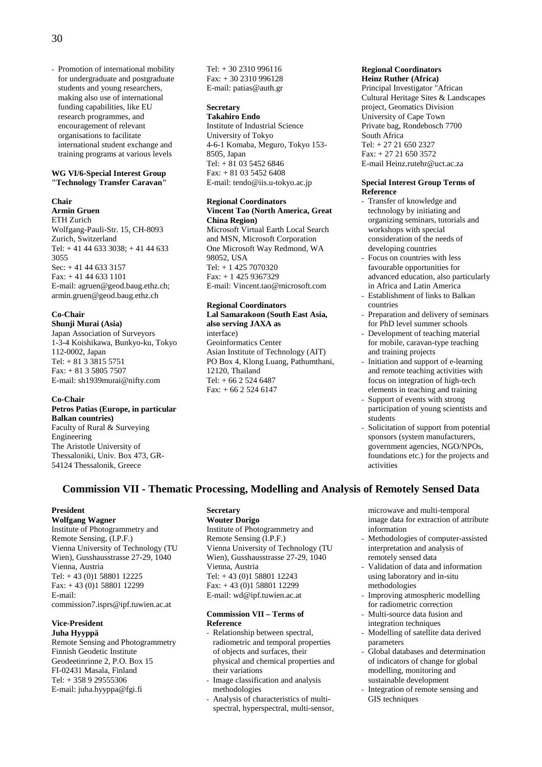- Promotion of international mobility for undergraduate and postgraduate students and young researchers, making also use of international funding capabilities, like EU research programmes, and encouragement of relevant organisations to facilitate international student exchange and training programs at various levels

**WG VI/6-Special Interest Group "Technology Transfer Caravan"**

**Chair**
**Armin Gruen**
ETH Zurich
Wolfgang-Pauli-Str. 15, CH-8093 Zurich, Switzerland
Tel: + 41 44 633 3038; + 41 44 633 3055
Sec: + 41 44 633 3157
Fax: + 41 44 633 1101
E-mail: agruen@geod.baug.ethz.ch; armin.gruen@geod.baug.ethz.ch

**Co-Chair**
**Shunji Murai (Asia)**
Japan Association of Surveyors
1-3-4 Koishikawa, Bunkyo-ku, Tokyo 112-0002, Japan
Tel: + 81 3 3815 5751
Fax: + 81 3 5805 7507
E-mail: sh1939murai@nifty.com

**Co-Chair**
**Petros Patias (Europe, in particular Balkan countries)**
Faculty of Rural & Surveying Engineering
The Aristotle University of Thessaloniki, Univ. Box 473, GR-54124 Thessalonik, Greece
Tel: + 30 2310 996116
Fax: + 30 2310 996128
E-mail: patias@auth.gr

**Secretary**
**Takahiro Endo**
Institute of Industrial Science
University of Tokyo
4-6-1 Komaba, Meguro, Tokyo 153-8505, Japan
Tel: + 81 03 5452 6846
Fax: + 81 03 5452 6408
E-mail: tendo@iis.u-tokyo.ac.jp

**Regional Coordinators**
**Vincent Tao (North America, Great China Region)**
Microsoft Virtual Earth Local Search and MSN, Microsoft Corporation
One Microsoft Way Redmond, WA 98052, USA
Tel: + 1 425 7070320
Fax: + 1 425 9367329
E-mail: Vincent.tao@microsoft.com

**Regional Coordinators**
**Lal Samarakoon (South East Asia, also serving JAXA as** interface)
Geoinformatics Center
Asian Institute of Technology (AIT)
PO Box 4, Klong Luang, Pathumthani, 12120, Thailand
Tel: + 66 2 524 6487
Fax: + 66 2 524 6147

**Regional Coordinators**
**Heinz Ruther (Africa)**
Principal Investigator "African Cultural Heritage Sites & Landscapes project, Geomatics Division
University of Cape Town
Private bag, Rondebosch 7700
South Africa
Tel: + 27 21 650 2327
Fax: + 27 21 650 3572
E-mail Heinz.rutehr@uct.ac.za

**Special Interest Group Terms of Reference**

- Transfer of knowledge and technology by initiating and organizing seminars, tutorials and workshops with special consideration of the needs of developing countries
- Focus on countries with less favourable opportunities for advanced education, also particularly in Africa and Latin America
- Establishment of links to Balkan countries
- Preparation and delivery of seminars for PhD level summer schools
- Development of teaching material for mobile, caravan-type teaching and training projects
- Initiation and support of e-learning and remote teaching activities with focus on integration of high-tech elements in teaching and training
- Support of events with strong participation of young scientists and students
- Solicitation of support from potential sponsors (system manufacturers, government agencies, NGO/NPOs, foundations etc.) for the projects and activities

## Commission VII - Thematic Processing, Modelling and Analysis of Remotely Sensed Data

**President**
**Wolfgang Wagner**
Institute of Photogrammetry and Remote Sensing, (I.P.F.)
Vienna University of Technology (TU Wien), Gusshausstrasse 27-29, 1040 Vienna, Austria
Tel: + 43 (0)1 58801 12225
Fax: + 43 (0)1 58801 12299
E-mail: commission7.isprs@ipf.tuwien.ac.at

**Vice-President**
**Juha Hyyppä**
Remote Sensing and Photogrammetry
Finnish Geodetic Institute
Geodeetinrinne 2, P.O. Box 15
FI-02431 Masala, Finland
Tel: + 358 9 29555306
E-mail: juha.hyyppa@fgi.fi

**Secretary**
**Wouter Dorigo**
Institute of Photogrammetry and Remote Sensing (I.P.F.)
Vienna University of Technology (TU Wien), Gusshausstrasse 27-29, 1040 Vienna, Austria
Tel: + 43 (0)1 58801 12243
Fax: + 43 (0)1 58801 12299
E-mail: wd@ipf.tuwien.ac.at

**Commission VII – Terms of Reference**

- Relationship between spectral, radiometric and temporal properties of objects and surfaces, their physical and chemical properties and their variations
- Image classification and analysis methodologies
- Analysis of characteristics of multi-spectral, hyperspectral, multi-sensor, microwave and multi-temporal image data for extraction of attribute information
- Methodologies of computer-assisted interpretation and analysis of remotely sensed data
- Validation of data and information using laboratory and in-situ methodologies
- Improving atmospheric modelling for radiometric correction
- Multi-source data fusion and integration techniques
- Modelling of satellite data derived parameters
- Global databases and determination of indicators of change for global modelling, monitoring and sustainable development
- Integration of remote sensing and GIS techniques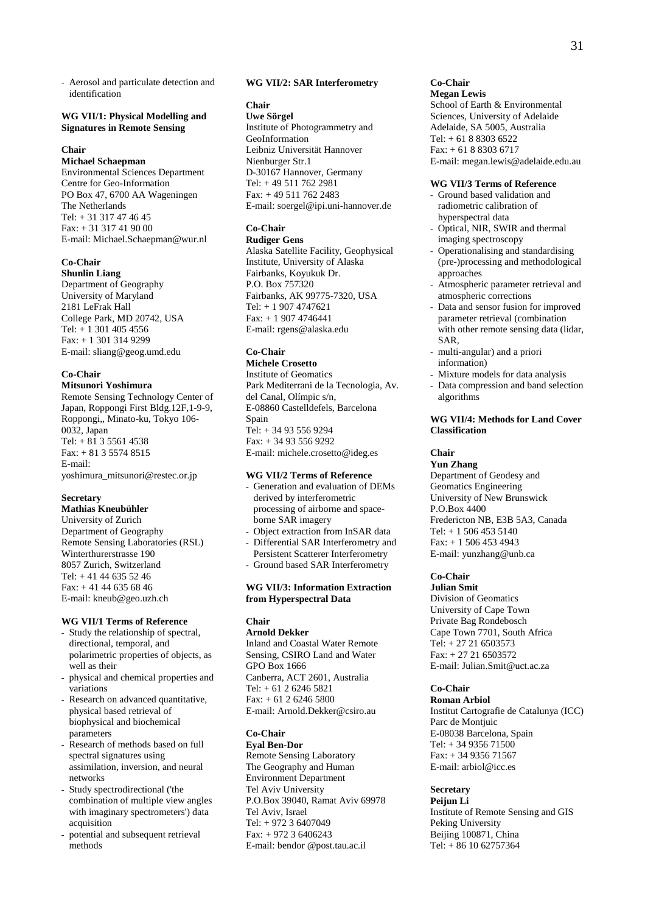- Aerosol and particulate detection and identification

**WG VII/1: Physical Modelling and Signatures in Remote Sensing**

**Chair**
**Michael Schaepman**
Environmental Sciences Department
Centre for Geo-Information
PO Box 47, 6700 AA Wageningen
The Netherlands
Tel: + 31 317 47 46 45
Fax: + 31 317 41 90 00
E-mail: Michael.Schaepman@wur.nl

**Co-Chair**
**Shunlin Liang**
Department of Geography
University of Maryland
2181 LeFrak Hall
College Park, MD 20742, USA
Tel: + 1 301 405 4556
Fax: + 1 301 314 9299
E-mail: sliang@geog.umd.edu

**Co-Chair**
**Mitsunori Yoshimura**
Remote Sensing Technology Center of Japan, Roppongi First Bldg.12F,1-9-9, Roppongi,, Minato-ku, Tokyo 106-0032, Japan
Tel: + 81 3 5561 4538
Fax: + 81 3 5574 8515
E-mail:
yoshimura_mitsunori@restec.or.jp

**Secretary**
**Mathias Kneubühler**
University of Zurich
Department of Geography
Remote Sensing Laboratories (RSL)
Winterthurerstrasse 190
8057 Zurich, Switzerland
Tel: + 41 44 635 52 46
Fax: + 41 44 635 68 46
E-mail: kneub@geo.uzh.ch

**WG VII/1 Terms of Reference**

- Study the relationship of spectral, directional, temporal, and polarimetric properties of objects, as well as their
- physical and chemical properties and variations
- Research on advanced quantitative, physical based retrieval of biophysical and biochemical parameters
- Research of methods based on full spectral signatures using assimilation, inversion, and neural networks
- Study spectrodirectional ('the combination of multiple view angles with imaginary spectrometers') data acquisition
- potential and subsequent retrieval methods

**WG VII/2: SAR Interferometry**

**Chair**
**Uwe Sörgel**
Institute of Photogrammetry and GeoInformation
Leibniz Universität Hannover
Nienburger Str.1
D-30167 Hannover, Germany
Tel: + 49 511 762 2981
Fax: + 49 511 762 2483
E-mail: soergel@ipi.uni-hannover.de

**Co-Chair**
**Rudiger Gens**
Alaska Satellite Facility, Geophysical Institute, University of Alaska Fairbanks, Koyukuk Dr.
P.O. Box 757320
Fairbanks, AK 99775-7320, USA
Tel: + 1 907 4747621
Fax: + 1 907 4746441
E-mail: rgens@alaska.edu

**Co-Chair**
**Michele Crosetto**
Institute of Geomatics
Park Mediterrani de la Tecnologia, Av. del Canal, Olímpic s/n,
E-08860 Castelldefels, Barcelona
Spain
Tel: + 34 93 556 9294
Fax: + 34 93 556 9292
E-mail: michele.crosetto@ideg.es

**WG VII/2 Terms of Reference**

- Generation and evaluation of DEMs derived by interferometric processing of airborne and space-borne SAR imagery
- Object extraction from InSAR data
- Differential SAR Interferometry and Persistent Scatterer Interferometry
- Ground based SAR Interferometry

**WG VII/3: Information Extraction from Hyperspectral Data**

**Chair**
**Arnold Dekker**
Inland and Coastal Water Remote Sensing, CSIRO Land and Water
GPO Box 1666
Canberra, ACT 2601, Australia
Tel: + 61 2 6246 5821
Fax: + 61 2 6246 5800
E-mail: Arnold.Dekker@csiro.au

**Co-Chair**
**Eyal Ben-Dor**
Remote Sensing Laboratory
The Geography and Human Environment Department
Tel Aviv University
P.O.Box 39040, Ramat Aviv 69978
Tel Aviv, Israel
Tel: + 972 3 6407049
Fax: + 972 3 6406243
E-mail: bendor @post.tau.ac.il

**Co-Chair**
**Megan Lewis**
School of Earth & Environmental Sciences, University of Adelaide
Adelaide, SA 5005, Australia
Tel: + 61 8 8303 6522
Fax: + 61 8 8303 6717
E-mail: megan.lewis@adelaide.edu.au

**WG VII/3 Terms of Reference**

- Ground based validation and radiometric calibration of hyperspectral data
- Optical, NIR, SWIR and thermal imaging spectroscopy
- Operationalising and standardising (pre-)processing and methodological approaches
- Atmospheric parameter retrieval and atmospheric corrections
- Data and sensor fusion for improved parameter retrieval (combination with other remote sensing data (lidar, SAR,
- multi-angular) and a priori information)
- Mixture models for data analysis
- Data compression and band selection algorithms

**WG VII/4: Methods for Land Cover Classification**

**Chair**
**Yun Zhang**
Department of Geodesy and Geomatics Engineering
University of New Brunswick
P.O.Box 4400
Fredericton NB, E3B 5A3, Canada
Tel: + 1 506 453 5140
Fax: + 1 506 453 4943
E-mail: yunzhang@unb.ca

**Co-Chair**
**Julian Smit**
Division of Geomatics
University of Cape Town
Private Bag Rondebosch
Cape Town 7701, South Africa
Tel: + 27 21 6503573
Fax: + 27 21 6503572
E-mail: Julian.Smit@uct.ac.za

**Co-Chair**
**Roman Arbiol**
Institut Cartografie de Catalunya (ICC)
Parc de Montjuic
E-08038 Barcelona, Spain
Tel: + 34 9356 71500
Fax: + 34 9356 71567
E-mail: arbiol@icc.es

**Secretary**
**Peijun Li**
Institute of Remote Sensing and GIS
Peking University
Beijing 100871, China
Tel: + 86 10 62757364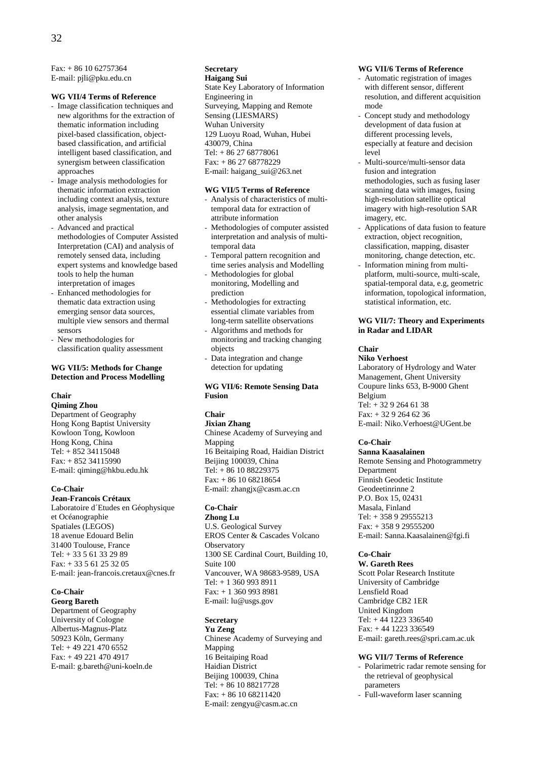Fax: + 86 10 62757364
E-mail: pjli@pku.edu.cn

**WG VII/4 Terms of Reference**

- Image classification techniques and new algorithms for the extraction of thematic information including pixel-based classification, object-based classification, and artificial intelligent based classification, and synergism between classification approaches
- Image analysis methodologies for thematic information extraction including context analysis, texture analysis, image segmentation, and other analysis
- Advanced and practical methodologies of Computer Assisted Interpretation (CAI) and analysis of remotely sensed data, including expert systems and knowledge based tools to help the human interpretation of images
- Enhanced methodologies for thematic data extraction using emerging sensor data sources, multiple view sensors and thermal sensors
- New methodologies for classification quality assessment

**WG VII/5: Methods for Change Detection and Process Modelling**

**Chair**
**Qiming Zhou**
Department of Geography
Hong Kong Baptist University
Kowloon Tong, Kowloon
Hong Kong, China
Tel: + 852 34115048
Fax: + 852 34115990
E-mail: qiming@hkbu.edu.hk

**Co-Chair**
**Jean-Francois Crétaux**
Laboratoire d´Etudes en Géophysique et Océanographie Spatiales (LEGOS)
18 avenue Edouard Belin
31400 Toulouse, France
Tel: + 33 5 61 33 29 89
Fax: + 33 5 61 25 32 05
E-mail: jean-francois.cretaux@cnes.fr

**Co-Chair**
**Georg Bareth**
Department of Geography
University of Cologne
Albertus-Magnus-Platz
50923 Köln, Germany
Tel: + 49 221 470 6552
Fax: + 49 221 470 4917
E-mail: g.bareth@uni-koeln.de

**Secretary**
**Haigang Sui**
State Key Laboratory of Information Engineering in
Surveying, Mapping and Remote Sensing (LIESMARS)
Wuhan University
129 Luoyu Road, Wuhan, Hubei
430079, China
Tel: + 86 27 68778061
Fax: + 86 27 68778229
E-mail: haigang_sui@263.net

**WG VII/5 Terms of Reference**

- Analysis of characteristics of multi-temporal data for extraction of attribute information
- Methodologies of computer assisted interpretation and analysis of multi-temporal data
- Temporal pattern recognition and time series analysis and Modelling
- Methodologies for global monitoring, Modelling and prediction
- Methodologies for extracting essential climate variables from long-term satellite observations
- Algorithms and methods for monitoring and tracking changing objects
- Data integration and change detection for updating

**WG VII/6: Remote Sensing Data Fusion**

**Chair**
**Jixian Zhang**
Chinese Academy of Surveying and Mapping
16 Beitaiping Road, Haidian District
Beijing 100039, China
Tel: + 86 10 88229375
Fax: + 86 10 68218654
E-mail: zhangjx@casm.ac.cn

**Co-Chair**
**Zhong Lu**
U.S. Geological Survey
EROS Center & Cascades Volcano Observatory
1300 SE Cardinal Court, Building 10, Suite 100
Vancouver, WA 98683-9589, USA
Tel: + 1 360 993 8911
Fax: + 1 360 993 8981
E-mail: lu@usgs.gov

**Secretary**
**Yu Zeng**
Chinese Academy of Surveying and Mapping
16 Beitaiping Road
Haidian District
Beijing 100039, China
Tel: + 86 10 88217728
Fax: + 86 10 68211420
E-mail: zengyu@casm.ac.cn

**WG VII/6 Terms of Reference**

- Automatic registration of images with different sensor, different resolution, and different acquisition mode
- Concept study and methodology development of data fusion at different processing levels, especially at feature and decision level
- Multi-source/multi-sensor data fusion and integration methodologies, such as fusing laser scanning data with images, fusing high-resolution satellite optical imagery with high-resolution SAR imagery, etc.
- Applications of data fusion to feature extraction, object recognition, classification, mapping, disaster monitoring, change detection, etc.
- Information mining from multi-platform, multi-source, multi-scale, spatial-temporal data, e.g, geometric information, topological information, statistical information, etc.

**WG VII/7: Theory and Experiments in Radar and LIDAR**

**Chair**
**Niko Verhoest**
Laboratory of Hydrology and Water Management, Ghent University
Coupure links 653, B-9000 Ghent
Belgium
Tel: + 32 9 264 61 38
Fax: + 32 9 264 62 36
E-mail: Niko.Verhoest@UGent.be

**Co-Chair**
**Sanna Kaasalainen**
Remote Sensing and Photogrammetry Department
Finnish Geodetic Institute
Geodeetinrinne 2
P.O. Box 15, 02431
Masala, Finland
Tel: + 358 9 29555213
Fax: + 358 9 29555200
E-mail: Sanna.Kaasalainen@fgi.fi

**Co-Chair**
**W. Gareth Rees**
Scott Polar Research Institute
University of Cambridge
Lensfield Road
Cambridge CB2 1ER
United Kingdom
Tel: + 44 1223 336540
Fax: + 44 1223 336549
E-mail: gareth.rees@spri.cam.ac.uk

**WG VII/7 Terms of Reference**

- Polarimetric radar remote sensing for the retrieval of geophysical parameters
- Full-waveform laser scanning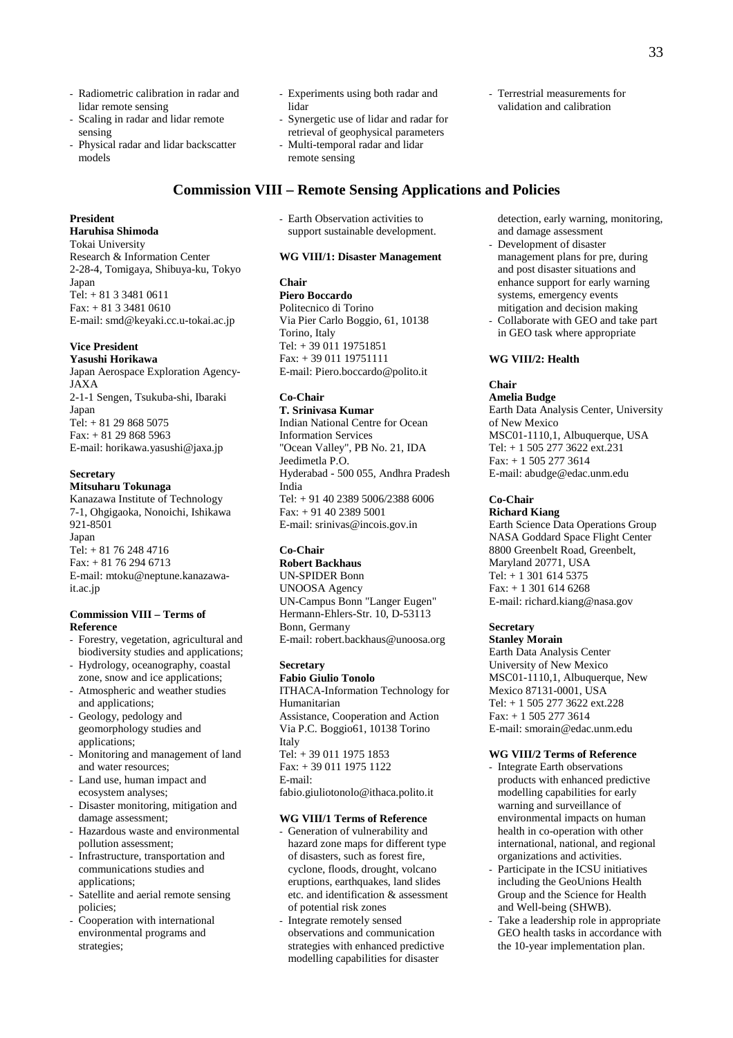- Radiometric calibration in radar and lidar remote sensing
- Scaling in radar and lidar remote sensing
- Physical radar and lidar backscatter models
- Experiments using both radar and lidar
- Synergetic use of lidar and radar for retrieval of geophysical parameters
- Multi-temporal radar and lidar remote sensing
- Terrestrial measurements for validation and calibration

## Commission VIII – Remote Sensing Applications and Policies

**President**
**Haruhisa Shimoda**
Tokai University
Research & Information Center
2-28-4, Tomigaya, Shibuya-ku, Tokyo
Japan
Tel: + 81 3 3481 0611
Fax: + 81 3 3481 0610
E-mail: smd@keyaki.cc.u-tokai.ac.jp

**Vice President**
**Yasushi Horikawa**
Japan Aerospace Exploration Agency-JAXA
2-1-1 Sengen, Tsukuba-shi, Ibaraki
Japan
Tel: + 81 29 868 5075
Fax: + 81 29 868 5963
E-mail: horikawa.yasushi@jaxa.jp

**Secretary**
**Mitsuharu Tokunaga**
Kanazawa Institute of Technology
7-1, Ohgigaoka, Nonoichi, Ishikawa 921-8501
Japan
Tel: + 81 76 248 4716
Fax: + 81 76 294 6713
E-mail: mtoku@neptune.kanazawa-it.ac.jp

**Commission VIII – Terms of Reference**

- Forestry, vegetation, agricultural and biodiversity studies and applications;
- Hydrology, oceanography, coastal zone, snow and ice applications;
- Atmospheric and weather studies and applications;
- Geology, pedology and geomorphology studies and applications;
- Monitoring and management of land and water resources;
- Land use, human impact and ecosystem analyses;
- Disaster monitoring, mitigation and damage assessment;
- Hazardous waste and environmental pollution assessment;
- Infrastructure, transportation and communications studies and applications;
- Satellite and aerial remote sensing policies;
- Cooperation with international environmental programs and strategies;
- Earth Observation activities to support sustainable development.

**WG VIII/1: Disaster Management**

**Chair**
**Piero Boccardo**
Politecnico di Torino
Via Pier Carlo Boggio, 61, 10138 Torino, Italy
Tel: + 39 011 19751851
Fax: + 39 011 19751111
E-mail: Piero.boccardo@polito.it

**Co-Chair**
**T. Srinivasa Kumar**
Indian National Centre for Ocean Information Services
"Ocean Valley", PB No. 21, IDA Jeedimetla P.O.
Hyderabad - 500 055, Andhra Pradesh
India
Tel: + 91 40 2389 5006/2388 6006
Fax: + 91 40 2389 5001
E-mail: srinivas@incois.gov.in

**Co-Chair**
**Robert Backhaus**
UN-SPIDER Bonn
UNOOSA Agency
UN-Campus Bonn "Langer Eugen"
Hermann-Ehlers-Str. 10, D-53113 Bonn, Germany
E-mail: robert.backhaus@unoosa.org

**Secretary**
**Fabio Giulio Tonolo**
ITHACA-Information Technology for Humanitarian
Assistance, Cooperation and Action
Via P.C. Boggio61, 10138 Torino
Italy
Tel: + 39 011 1975 1853
Fax: + 39 011 1975 1122
E-mail: fabio.giuliotonolo@ithaca.polito.it

**WG VIII/1 Terms of Reference**

- Generation of vulnerability and hazard zone maps for different type of disasters, such as forest fire, cyclone, floods, drought, volcano eruptions, earthquakes, land slides etc. and identification & assessment of potential risk zones
- Integrate remotely sensed observations and communication strategies with enhanced predictive modelling capabilities for disaster detection, early warning, monitoring, and damage assessment
- Development of disaster management plans for pre, during and post disaster situations and enhance support for early warning systems, emergency events mitigation and decision making
- Collaborate with GEO and take part in GEO task where appropriate

**WG VIII/2: Health**

**Chair**
**Amelia Budge**
Earth Data Analysis Center, University of New Mexico
MSC01-1110,1, Albuquerque, USA
Tel: + 1 505 277 3622 ext.231
Fax: + 1 505 277 3614
E-mail: abudge@edac.unm.edu

**Co-Chair**
**Richard Kiang**
Earth Science Data Operations Group
NASA Goddard Space Flight Center
8800 Greenbelt Road, Greenbelt, Maryland 20771, USA
Tel: + 1 301 614 5375
Fax: + 1 301 614 6268
E-mail: richard.kiang@nasa.gov

**Secretary**
**Stanley Morain**
Earth Data Analysis Center
University of New Mexico
MSC01-1110,1, Albuquerque, New Mexico 87131-0001, USA
Tel: + 1 505 277 3622 ext.228
Fax: + 1 505 277 3614
E-mail: smorain@edac.unm.edu

**WG VIII/2 Terms of Reference**

- Integrate Earth observations products with enhanced predictive modelling capabilities for early warning and surveillance of environmental impacts on human health in co-operation with other international, national, and regional organizations and activities.
- Participate in the ICSU initiatives including the GeoUnions Health Group and the Science for Health and Well-being (SHWB).
- Take a leadership role in appropriate GEO health tasks in accordance with the 10-year implementation plan.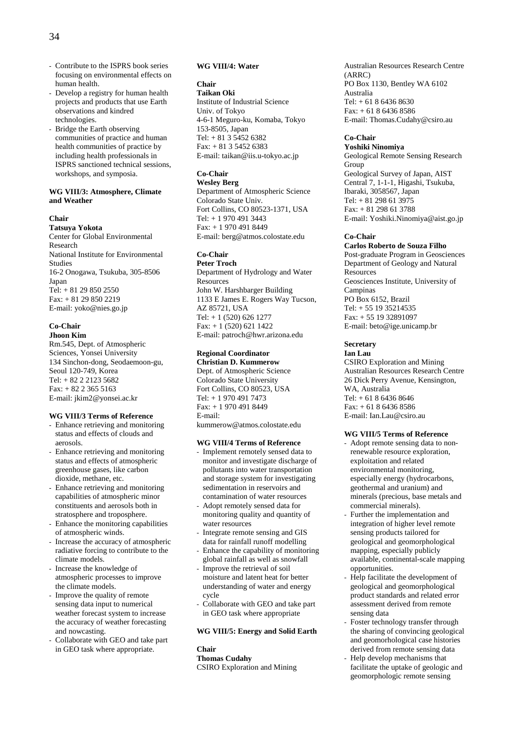- Contribute to the ISPRS book series focusing on environmental effects on human health.
- Develop a registry for human health projects and products that use Earth observations and kindred technologies.
- Bridge the Earth observing communities of practice and human health communities of practice by including health professionals in ISPRS sanctioned technical sessions, workshops, and symposia.

### WG VIII/3: Atmosphere, Climate and Weather

**Chair**
**Tatsuya Yokota**
Center for Global Environmental Research
National Institute for Environmental Studies
16-2 Onogawa, Tsukuba, 305-8506 Japan
Tel: + 81 29 850 2550
Fax: + 81 29 850 2219
E-mail: yoko@nies.go.jp

**Co-Chair**
**Jhoon Kim**
Rm.545, Dept. of Atmospheric Sciences, Yonsei University
134 Sinchon-dong, Seodaemoon-gu, Seoul 120-749, Korea
Tel: + 82 2 2123 5682
Fax: + 82 2 365 5163
E-mail: jkim2@yonsei.ac.kr

**WG VIII/3 Terms of Reference**

- Enhance retrieving and monitoring status and effects of clouds and aerosols.
- Enhance retrieving and monitoring status and effects of atmospheric greenhouse gases, like carbon dioxide, methane, etc.
- Enhance retrieving and monitoring capabilities of atmospheric minor constituents and aerosols both in stratosphere and troposphere.
- Enhance the monitoring capabilities of atmospheric winds.
- Increase the accuracy of atmospheric radiative forcing to contribute to the climate models.
- Increase the knowledge of atmospheric processes to improve the climate models.
- Improve the quality of remote sensing data input to numerical weather forecast system to increase the accuracy of weather forecasting and nowcasting.
- Collaborate with GEO and take part in GEO task where appropriate.

### WG VIII/4: Water

**Chair**
**Taikan Oki**
Institute of Industrial Science
Univ. of Tokyo
4-6-1 Meguro-ku, Komaba, Tokyo 153-8505, Japan
Tel: + 81 3 5452 6382
Fax: + 81 3 5452 6383
E-mail: taikan@iis.u-tokyo.ac.jp

**Co-Chair**
**Wesley Berg**
Department of Atmospheric Science
Colorado State Univ.
Fort Collins, CO 80523-1371, USA
Tel: + 1 970 491 3443
Fax: + 1 970 491 8449
E-mail: berg@atmos.colostate.edu

**Co-Chair**
**Peter Troch**
Department of Hydrology and Water Resources
John W. Harshbarger Building
1133 E James E. Rogers Way Tucson, AZ 85721, USA
Tel: + 1 (520) 626 1277
Fax: + 1 (520) 621 1422
E-mail: patroch@hwr.arizona.edu

**Regional Coordinator**
**Christian D. Kummerow**
Dept. of Atmospheric Science
Colorado State University
Fort Collins, CO 80523, USA
Tel: + 1 970 491 7473
Fax: + 1 970 491 8449
E-mail: kummerow@atmos.colostate.edu

**WG VIII/4 Terms of Reference**

- Implement remotely sensed data to monitor and investigate discharge of pollutants into water transportation and storage system for investigating sedimentation in reservoirs and contamination of water resources
- Adopt remotely sensed data for monitoring quality and quantity of water resources
- Integrate remote sensing and GIS data for rainfall runoff modelling
- Enhance the capability of monitoring global rainfall as well as snowfall
- Improve the retrieval of soil moisture and latent heat for better understanding of water and energy cycle
- Collaborate with GEO and take part in GEO task where appropriate

### WG VIII/5: Energy and Solid Earth

**Chair**
**Thomas Cudahy**
CSIRO Exploration and Mining
Australian Resources Research Centre (ARRC)
PO Box 1130, Bentley WA 6102 Australia
Tel: + 61 8 6436 8630
Fax: + 61 8 6436 8586
E-mail: Thomas.Cudahy@csiro.au

**Co-Chair**
**Yoshiki Ninomiya**
Geological Remote Sensing Research Group
Geological Survey of Japan, AIST
Central 7, 1-1-1, Higashi, Tsukuba, Ibaraki, 3058567, Japan
Tel: + 81 298 61 3975
Fax: + 81 298 61 3788
E-mail: Yoshiki.Ninomiya@aist.go.jp

**Co-Chair**
**Carlos Roberto de Souza Filho**
Post-graduate Program in Geosciences
Department of Geology and Natural Resources
Geosciences Institute, University of Campinas
PO Box 6152, Brazil
Tel: + 55 19 35214535
Fax: + 55 19 32891097
E-mail: beto@ige.unicamp.br

**Secretary**
**Ian Lau**
CSIRO Exploration and Mining
Australian Resources Research Centre
26 Dick Perry Avenue, Kensington, WA, Australia
Tel: + 61 8 6436 8646
Fax: + 61 8 6436 8586
E-mail: Ian.Lau@csiro.au

**WG VIII/5 Terms of Reference**

- Adopt remote sensing data to non-renewable resource exploration, exploitation and related environmental monitoring, especially energy (hydrocarbons, geothermal and uranium) and minerals (precious, base metals and commercial minerals).
- Further the implementation and integration of higher level remote sensing products tailored for geological and geomorphological mapping, especially publicly available, continental-scale mapping opportunities.
- Help facilitate the development of geological and geomorphological product standards and related error assessment derived from remote sensing data
- Foster technology transfer through the sharing of convincing geological and geomorhological case histories derived from remote sensing data
- Help develop mechanisms that facilitate the uptake of geologic and geomorphologic remote sensing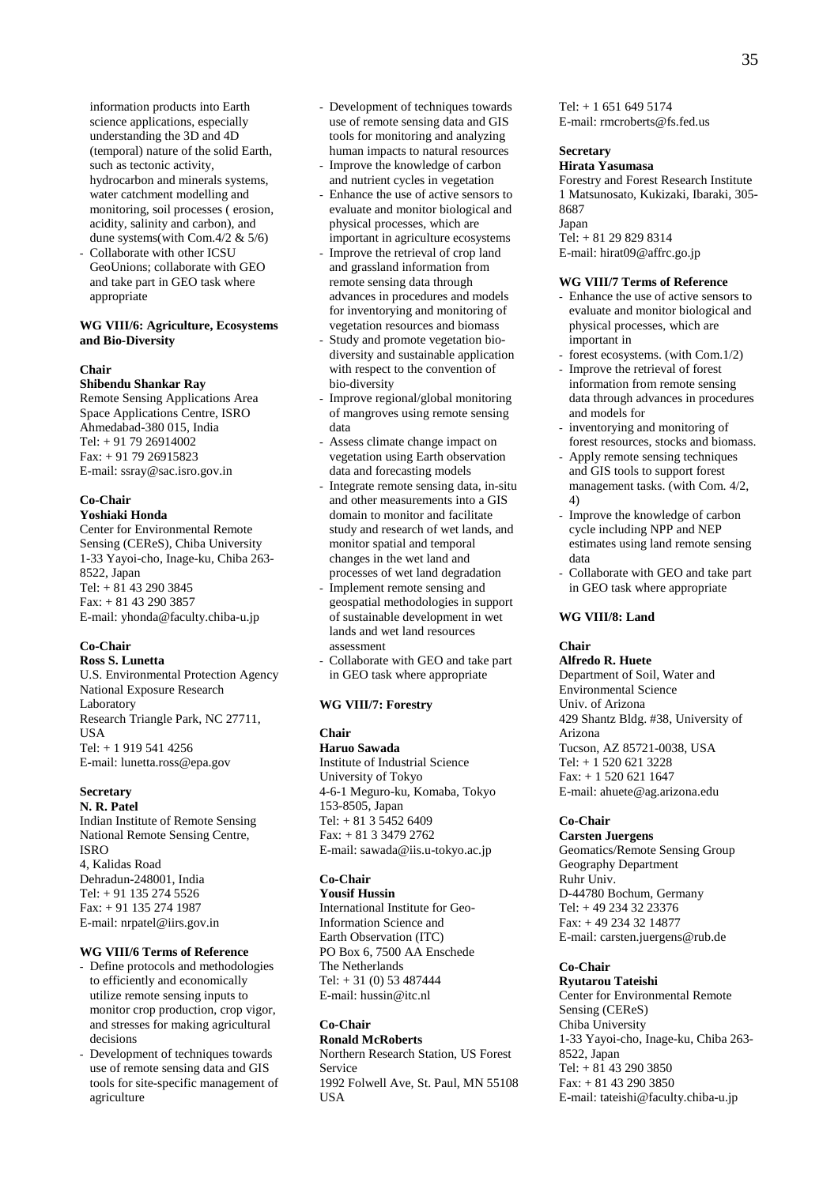information products into Earth science applications, especially understanding the 3D and 4D (temporal) nature of the solid Earth, such as tectonic activity, hydrocarbon and minerals systems, water catchment modelling and monitoring, soil processes ( erosion, acidity, salinity and carbon), and dune systems(with Com.4/2 & 5/6)
- Collaborate with other ICSU GeoUnions; collaborate with GEO and take part in GEO task where appropriate

**WG VIII/6: Agriculture, Ecosystems and Bio-Diversity**

**Chair**
**Shibendu Shankar Ray**
Remote Sensing Applications Area
Space Applications Centre, ISRO
Ahmedabad-380 015, India
Tel: + 91 79 26914002
Fax: + 91 79 26915823
E-mail: ssray@sac.isro.gov.in

**Co-Chair**
**Yoshiaki Honda**
Center for Environmental Remote Sensing (CEReS), Chiba University
1-33 Yayoi-cho, Inage-ku, Chiba 263-8522, Japan
Tel: + 81 43 290 3845
Fax: + 81 43 290 3857
E-mail: yhonda@faculty.chiba-u.jp

**Co-Chair**
**Ross S. Lunetta**
U.S. Environmental Protection Agency
National Exposure Research Laboratory
Research Triangle Park, NC 27711, USA
Tel: + 1 919 541 4256
E-mail: lunetta.ross@epa.gov

**Secretary**
**N. R. Patel**
Indian Institute of Remote Sensing
National Remote Sensing Centre, ISRO
4, Kalidas Road
Dehradun-248001, India
Tel: + 91 135 274 5526
Fax: + 91 135 274 1987
E-mail: nrpatel@iirs.gov.in

**WG VIII/6 Terms of Reference**

- Define protocols and methodologies to efficiently and economically utilize remote sensing inputs to monitor crop production, crop vigor, and stresses for making agricultural decisions
- Development of techniques towards use of remote sensing data and GIS tools for site-specific management of agriculture
- Development of techniques towards use of remote sensing data and GIS tools for monitoring and analyzing human impacts to natural resources
- Improve the knowledge of carbon and nutrient cycles in vegetation
- Enhance the use of active sensors to evaluate and monitor biological and physical processes, which are important in agriculture ecosystems
- Improve the retrieval of crop land and grassland information from remote sensing data through advances in procedures and models for inventorying and monitoring of vegetation resources and biomass
- Study and promote vegetation bio-diversity and sustainable application with respect to the convention of bio-diversity
- Improve regional/global monitoring of mangroves using remote sensing data
- Assess climate change impact on vegetation using Earth observation data and forecasting models
- Integrate remote sensing data, in-situ and other measurements into a GIS domain to monitor and facilitate study and research of wet lands, and monitor spatial and temporal changes in the wet land and processes of wet land degradation
- Implement remote sensing and geospatial methodologies in support of sustainable development in wet lands and wet land resources assessment
- Collaborate with GEO and take part in GEO task where appropriate

**WG VIII/7: Forestry**

**Chair**
**Haruo Sawada**
Institute of Industrial Science
University of Tokyo
4-6-1 Meguro-ku, Komaba, Tokyo 153-8505, Japan
Tel: + 81 3 5452 6409
Fax: + 81 3 3479 2762
E-mail: sawada@iis.u-tokyo.ac.jp

**Co-Chair**
**Yousif Hussin**
International Institute for Geo-Information Science and Earth Observation (ITC)
PO Box 6, 7500 AA Enschede
The Netherlands
Tel: + 31 (0) 53 487444
E-mail: hussin@itc.nl

**Co-Chair**
**Ronald McRoberts**
Northern Research Station, US Forest Service
1992 Folwell Ave, St. Paul, MN 55108 USA
Tel: + 1 651 649 5174
E-mail: rmcroberts@fs.fed.us

**Secretary**
**Hirata Yasumasa**
Forestry and Forest Research Institute
1 Matsunosato, Kukizaki, Ibaraki, 305-8687
Japan
Tel: + 81 29 829 8314
E-mail: hirat09@affrc.go.jp

**WG VIII/7 Terms of Reference**

- Enhance the use of active sensors to evaluate and monitor biological and physical processes, which are important in
- forest ecosystems. (with Com.1/2)
- Improve the retrieval of forest information from remote sensing data through advances in procedures and models for
- inventorying and monitoring of forest resources, stocks and biomass.
- Apply remote sensing techniques and GIS tools to support forest management tasks. (with Com. 4/2, 4)
- Improve the knowledge of carbon cycle including NPP and NEP estimates using land remote sensing data
- Collaborate with GEO and take part in GEO task where appropriate

**WG VIII/8: Land**

**Chair**
**Alfredo R. Huete**
Department of Soil, Water and Environmental Science
Univ. of Arizona
429 Shantz Bldg. #38, University of Arizona
Tucson, AZ 85721-0038, USA
Tel: + 1 520 621 3228
Fax: + 1 520 621 1647
E-mail: ahuete@ag.arizona.edu

**Co-Chair**
**Carsten Juergens**
Geomatics/Remote Sensing Group
Geography Department
Ruhr Univ.
D-44780 Bochum, Germany
Tel: + 49 234 32 23376
Fax: + 49 234 32 14877
E-mail: carsten.juergens@rub.de

**Co-Chair**
**Ryutarou Tateishi**
Center for Environmental Remote Sensing (CEReS)
Chiba University
1-33 Yayoi-cho, Inage-ku, Chiba 263-8522, Japan
Tel: + 81 43 290 3850
Fax: + 81 43 290 3850
E-mail: tateishi@faculty.chiba-u.jp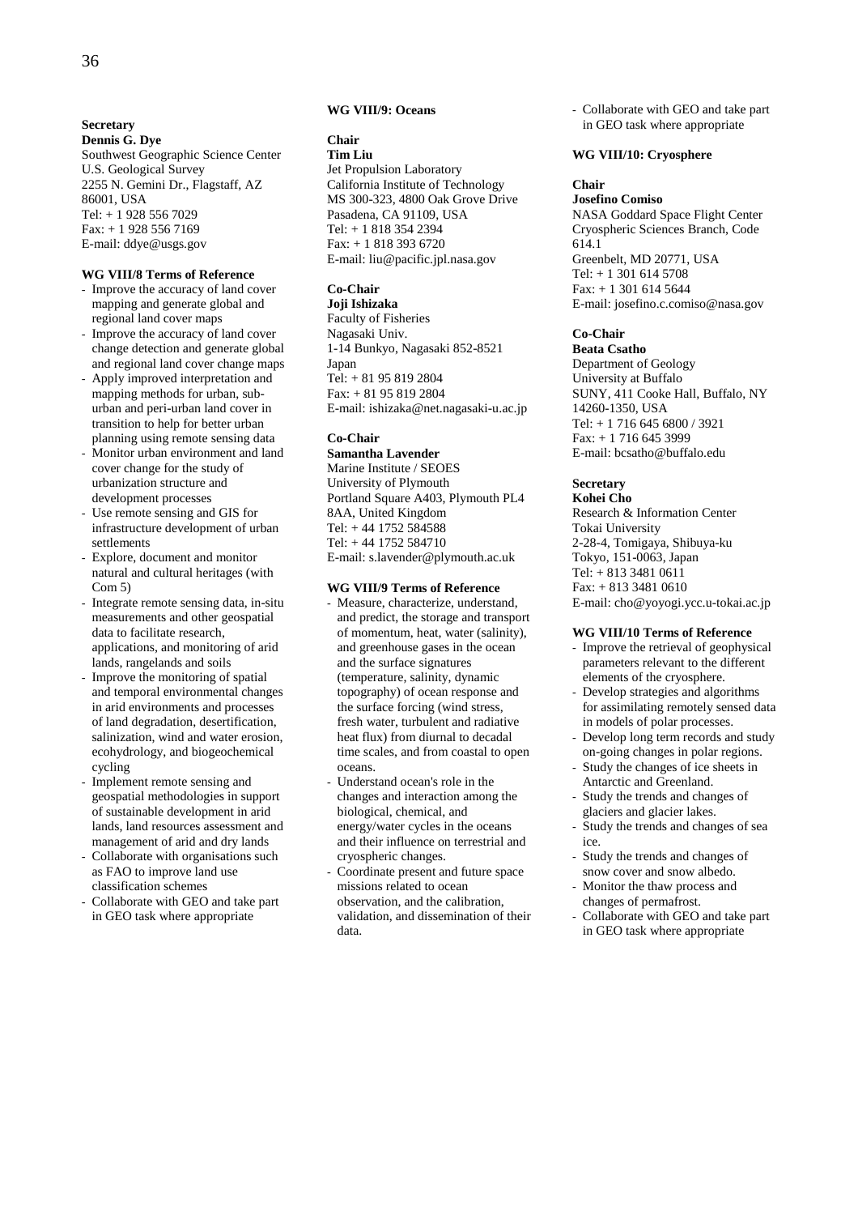**Secretary**
**Dennis G. Dye**
Southwest Geographic Science Center
U.S. Geological Survey
2255 N. Gemini Dr., Flagstaff, AZ
86001, USA
Tel: + 1 928 556 7029
Fax: + 1 928 556 7169
E-mail: ddye@usgs.gov

**WG VIII/8 Terms of Reference**

- Improve the accuracy of land cover mapping and generate global and regional land cover maps
- Improve the accuracy of land cover change detection and generate global and regional land cover change maps
- Apply improved interpretation and mapping methods for urban, sub-urban and peri-urban land cover in transition to help for better urban planning using remote sensing data
- Monitor urban environment and land cover change for the study of urbanization structure and development processes
- Use remote sensing and GIS for infrastructure development of urban settlements
- Explore, document and monitor natural and cultural heritages (with Com 5)
- Integrate remote sensing data, in-situ measurements and other geospatial data to facilitate research, applications, and monitoring of arid lands, rangelands and soils
- Improve the monitoring of spatial and temporal environmental changes in arid environments and processes of land degradation, desertification, salinization, wind and water erosion, ecohydrology, and biogeochemical cycling
- Implement remote sensing and geospatial methodologies in support of sustainable development in arid lands, land resources assessment and management of arid and dry lands
- Collaborate with organisations such as FAO to improve land use classification schemes
- Collaborate with GEO and take part in GEO task where appropriate

**WG VIII/9: Oceans**

**Chair**
**Tim Liu**
Jet Propulsion Laboratory
California Institute of Technology
MS 300-323, 4800 Oak Grove Drive
Pasadena, CA 91109, USA
Tel: + 1 818 354 2394
Fax: + 1 818 393 6720
E-mail: liu@pacific.jpl.nasa.gov

**Co-Chair**
**Joji Ishizaka**
Faculty of Fisheries
Nagasaki Univ.
1-14 Bunkyo, Nagasaki 852-8521
Japan
Tel: + 81 95 819 2804
Fax: + 81 95 819 2804
E-mail: ishizaka@net.nagasaki-u.ac.jp

**Co-Chair**
**Samantha Lavender**
Marine Institute / SEOES
University of Plymouth
Portland Square A403, Plymouth PL4
8AA, United Kingdom
Tel: + 44 1752 584588
Tel: + 44 1752 584710
E-mail: s.lavender@plymouth.ac.uk

**WG VIII/9 Terms of Reference**

- Measure, characterize, understand, and predict, the storage and transport of momentum, heat, water (salinity), and greenhouse gases in the ocean and the surface signatures (temperature, salinity, dynamic topography) of ocean response and the surface forcing (wind stress, fresh water, turbulent and radiative heat flux) from diurnal to decadal time scales, and from coastal to open oceans.
- Understand ocean's role in the changes and interaction among the biological, chemical, and energy/water cycles in the oceans and their influence on terrestrial and cryospheric changes.
- Coordinate present and future space missions related to ocean observation, and the calibration, validation, and dissemination of their data.
- Collaborate with GEO and take part in GEO task where appropriate

**WG VIII/10: Cryosphere**

**Chair**
**Josefino Comiso**
NASA Goddard Space Flight Center
Cryospheric Sciences Branch, Code 614.1
Greenbelt, MD 20771, USA
Tel: + 1 301 614 5708
Fax: + 1 301 614 5644
E-mail: josefino.c.comiso@nasa.gov

**Co-Chair**
**Beata Csatho**
Department of Geology
University at Buffalo
SUNY, 411 Cooke Hall, Buffalo, NY
14260-1350, USA
Tel: + 1 716 645 6800 / 3921
Fax: + 1 716 645 3999
E-mail: bcsatho@buffalo.edu

**Secretary**
**Kohei Cho**
Research & Information Center
Tokai University
2-28-4, Tomigaya, Shibuya-ku
Tokyo, 151-0063, Japan
Tel: + 813 3481 0611
Fax: + 813 3481 0610
E-mail: cho@yoyogi.ycc.u-tokai.ac.jp

**WG VIII/10 Terms of Reference**

- Improve the retrieval of geophysical parameters relevant to the different elements of the cryosphere.
- Develop strategies and algorithms for assimilating remotely sensed data in models of polar processes.
- Develop long term records and study on-going changes in polar regions.
- Study the changes of ice sheets in Antarctic and Greenland.
- Study the trends and changes of glaciers and glacier lakes.
- Study the trends and changes of sea ice.
- Study the trends and changes of snow cover and snow albedo.
- Monitor the thaw process and changes of permafrost.
- Collaborate with GEO and take part in GEO task where appropriate